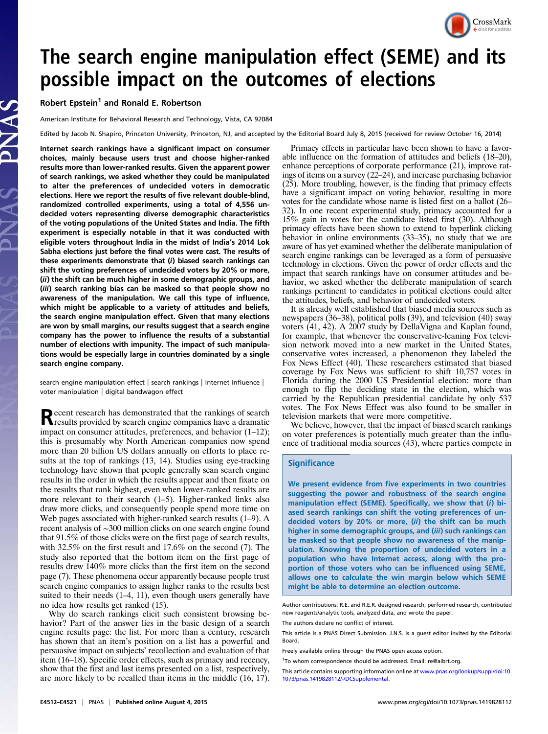# The search engine manipulation effect (SEME) and its possible impact on the outcomes of elections

**Robert Epstein[1] and Ronald E. Robertson**

American Institute for Behavioral Research and Technology, Vista, CA 92084

Edited by Jacob N. Shapiro, Princeton University, Princeton, NJ, and accepted by the Editorial Board July 8, 2015 (received for review October 16, 2014)

**Internet search rankings have a significant impact on consumer choices, mainly because users trust and choose higher-ranked results more than lower-ranked results. Given the apparent power of search rankings, we asked whether they could be manipulated to alter the preferences of undecided voters in democratic elections. Here we report the results of five relevant double-blind, randomized controlled experiments, using a total of 4,556 undecided voters representing diverse demographic characteristics of the voting populations of the United States and India. The fifth experiment is especially notable in that it was conducted with eligible voters throughout India in the midst of India's 2014 Lok Sabha elections just before the final votes were cast. The results of these experiments demonstrate that (*i*) biased search rankings can shift the voting preferences of undecided voters by 20% or more, (*ii*) the shift can be much higher in some demographic groups, and (*iii*) search ranking bias can be masked so that people show no awareness of the manipulation. We call this type of influence, which might be applicable to a variety of attitudes and beliefs, the search engine manipulation effect. Given that many elections are won by small margins, our results suggest that a search engine company has the power to influence the results of a substantial number of elections with impunity. The impact of such manipulations would be especially large in countries dominated by a single search engine company.**

search engine manipulation effect | search rankings | Internet influence | voter manipulation | digital bandwagon effect

Recent research has demonstrated that the rankings of search results provided by search engine companies have a dramatic impact on consumer attitudes, preferences, and behavior (1–12); this is presumably why North American companies now spend more than 20 billion US dollars annually on efforts to place results at the top of rankings (13, 14). Studies using eye-tracking technology have shown that people generally scan search engine results in the order in which the results appear and then fixate on the results that rank highest, even when lower-ranked results are more relevant to their search (1–5). Higher-ranked links also draw more clicks, and consequently people spend more time on Web pages associated with higher-ranked search results (1–9). A recent analysis of ∼300 million clicks on one search engine found that 91.5% of those clicks were on the first page of search results, with 32.5% on the first result and 17.6% on the second (7). The study also reported that the bottom item on the first page of results drew 140% more clicks than the first item on the second page (7). These phenomena occur apparently because people trust search engine companies to assign higher ranks to the results best suited to their needs (1–4, 11), even though users generally have no idea how results get ranked (15).

Why do search rankings elicit such consistent browsing behavior? Part of the answer lies in the basic design of a search engine results page: the list. For more than a century, research has shown that an item's position on a list has a powerful and persuasive impact on subjects' recollection and evaluation of that item (16–18). Specific order effects, such as primacy and recency, show that the first and last items presented on a list, respectively, are more likely to be recalled than items in the middle (16, 17).

Primacy effects in particular have been shown to have a favorable influence on the formation of attitudes and beliefs (18–20), enhance perceptions of corporate performance (21), improve ratings of items on a survey (22–24), and increase purchasing behavior (25). More troubling, however, is the finding that primacy effects have a significant impact on voting behavior, resulting in more votes for the candidate whose name is listed first on a ballot (26–32). In one recent experimental study, primacy accounted for a 15% gain in votes for the candidate listed first (30). Although primacy effects have been shown to extend to hyperlink clicking behavior in online environments (33–35), no study that we are aware of has yet examined whether the deliberate manipulation of search engine rankings can be leveraged as a form of persuasive technology in elections. Given the power of order effects and the impact that search rankings have on consumer attitudes and behavior, we asked whether the deliberate manipulation of search rankings pertinent to candidates in political elections could alter the attitudes, beliefs, and behavior of undecided voters.

It is already well established that biased media sources such as newspapers (36–38), political polls (39), and television (40) sway voters (41, 42). A 2007 study by DellaVigna and Kaplan found, for example, that whenever the conservative-leaning Fox television network moved into a new market in the United States, conservative votes increased, a phenomenon they labeled the Fox News Effect (40). These researchers estimated that biased coverage by Fox News was sufficient to shift 10,757 votes in Florida during the 2000 US Presidential election: more than enough to flip the deciding state in the election, which was carried by the Republican presidential candidate by only 537 votes. The Fox News Effect was also found to be smaller in television markets that were more competitive.

We believe, however, that the impact of biased search rankings on voter preferences is potentially much greater than the influence of traditional media sources (43), where parties compete in

## Significance

**We present evidence from five experiments in two countries suggesting the power and robustness of the search engine manipulation effect (SEME). Specifically, we show that (*i*) biased search rankings can shift the voting preferences of undecided voters by 20% or more, (*ii*) the shift can be much higher in some demographic groups, and (*iii*) such rankings can be masked so that people show no awareness of the manipulation. Knowing the proportion of undecided voters in a population who have Internet access, along with the proportion of those voters who can be influenced using SEME, allows one to calculate the win margin below which SEME might be able to determine an election outcome.**

Author contributions: R.E. and R.E.R. designed research, performed research, contributed new reagents/analytic tools, analyzed data, and wrote the paper.

The authors declare no conflict of interest.

This article is a PNAS Direct Submission. J.N.S. is a guest editor invited by the Editorial Board.

Freely available online through the PNAS open access option.

[1]To whom correspondence should be addressed. Email: re@aibrt.org.

This article contains supporting information online at www.pnas.org/lookup/suppl/doi:10.1073/pnas.1419828112/-/DCSupplemental.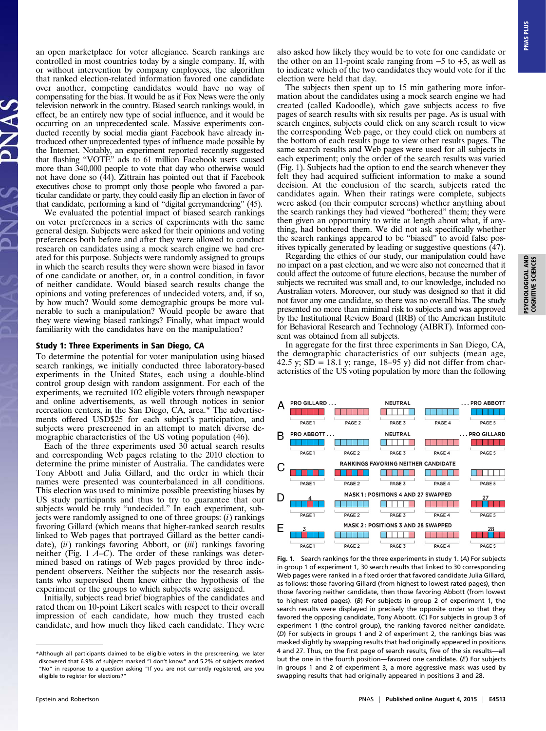an open marketplace for voter allegiance. Search rankings are controlled in most countries today by a single company. If, with or without intervention by company employees, the algorithm that ranked election-related information favored one candidate over another, competing candidates would have no way of compensating for the bias. It would be as if Fox News were the only television network in the country. Biased search rankings would, in effect, be an entirely new type of social influence, and it would be occurring on an unprecedented scale. Massive experiments conducted recently by social media giant Facebook have already introduced other unprecedented types of influence made possible by the Internet. Notably, an experiment reported recently suggested that flashing "VOTE" ads to 61 million Facebook users caused more than 340,000 people to vote that day who otherwise would not have done so (44). Zittrain has pointed out that if Facebook executives chose to prompt only those people who favored a particular candidate or party, they could easily flip an election in favor of that candidate, performing a kind of "digital gerrymandering" (45).

We evaluated the potential impact of biased search rankings on voter preferences in a series of experiments with the same general design. Subjects were asked for their opinions and voting preferences both before and after they were allowed to conduct research on candidates using a mock search engine we had created for this purpose. Subjects were randomly assigned to groups in which the search results they were shown were biased in favor of one candidate or another, or, in a control condition, in favor of neither candidate. Would biased search results change the opinions and voting preferences of undecided voters, and, if so, by how much? Would some demographic groups be more vulnerable to such a manipulation? Would people be aware that they were viewing biased rankings? Finally, what impact would familiarity with the candidates have on the manipulation?

## Study 1: Three Experiments in San Diego, CA

To determine the potential for voter manipulation using biased search rankings, we initially conducted three laboratory-based experiments in the United States, each using a double-blind control group design with random assignment. For each of the experiments, we recruited 102 eligible voters through newspaper and online advertisements, as well through notices in senior recreation centers, in the San Diego, CA, area.* The advertisements offered USD$25 for each subject's participation, and subjects were prescreened in an attempt to match diverse demographic characteristics of the US voting population (46).

Each of the three experiments used 30 actual search results and corresponding Web pages relating to the 2010 election to determine the prime minister of Australia. The candidates were Tony Abbott and Julia Gillard, and the order in which their names were presented was counterbalanced in all conditions. This election was used to minimize possible preexisting biases by US study participants and thus to try to guarantee that our subjects would be truly "undecided." In each experiment, subjects were randomly assigned to one of three groups: (*i*) rankings favoring Gillard (which means that higher-ranked search results linked to Web pages that portrayed Gillard as the better candidate), (*ii*) rankings favoring Abbott, or (*iii*) rankings favoring neither (Fig. 1 *A*–*C*). The order of these rankings was determined based on ratings of Web pages provided by three independent observers. Neither the subjects nor the research assistants who supervised them knew either the hypothesis of the experiment or the groups to which subjects were assigned.

Initially, subjects read brief biographies of the candidates and rated them on 10-point Likert scales with respect to their overall impression of each candidate, how much they trusted each candidate, and how much they liked each candidate. They were also asked how likely they would be to vote for one candidate or the other on an 11-point scale ranging from −5 to +5, as well as to indicate which of the two candidates they would vote for if the election were held that day.

The subjects then spent up to 15 min gathering more information about the candidates using a mock search engine we had created (called Kadoodle), which gave subjects access to five pages of search results with six results per page. As is usual with search engines, subjects could click on any search result to view the corresponding Web page, or they could click on numbers at the bottom of each results page to view other results pages. The same search results and Web pages were used for all subjects in each experiment; only the order of the search results was varied (Fig. 1). Subjects had the option to end the search whenever they felt they had acquired sufficient information to make a sound decision. At the conclusion of the search, subjects rated the candidates again. When their ratings were complete, subjects were asked (on their computer screens) whether anything about the search rankings they had viewed "bothered" them; they were then given an opportunity to write at length about what, if anything, had bothered them. We did not ask specifically whether the search rankings appeared to be "biased" to avoid false positives typically generated by leading or suggestive questions (47).

Regarding the ethics of our study, our manipulation could have no impact on a past election, and we were also not concerned that it could affect the outcome of future elections, because the number of subjects we recruited was small and, to our knowledge, included no Australian voters. Moreover, our study was designed so that it did not favor any one candidate, so there was no overall bias. The study presented no more than minimal risk to subjects and was approved by the Institutional Review Board (IRB) of the American Institute for Behavioral Research and Technology (AIBRT). Informed consent was obtained from all subjects.

In aggregate for the first three experiments in San Diego, CA, the demographic characteristics of our subjects (mean age, 42.5 y; SD = 18.1 y; range, 18–95 y) did not differ from characteristics of the US voting population by more than the following

A PRO GILLARD . . . NEUTRAL . . . PRO ABBOTT
PAGE 1 PAGE 2 PAGE 3 PAGE 4 PAGE 5
B PRO ABBOTT . . . NEUTRAL . . . PRO GILLARD
PAGE 1 PAGE 2 PAGE 3 PAGE 4 PAGE 5
C RANKINGS FAVORING NEITHER CANDIDATE
PAGE 1 PAGE 2 PAGE 3 PAGE 4 PAGE 5
D MASK 1 : POSITIONS 4 AND 27 SWAPPED
4 27
PAGE 1 PAGE 2 PAGE 3 PAGE 4 PAGE 5
E MASK 2 : POSITIONS 3 AND 28 SWAPPED
3 28
PAGE 1 PAGE 2 PAGE 3 PAGE 4 PAGE 5

**Fig. 1.** Search rankings for the three experiments in study 1. (*A*) For subjects in group 1 of experiment 1, 30 search results that linked to 30 corresponding Web pages were ranked in a fixed order that favored candidate Julia Gillard, as follows: those favoring Gillard (from highest to lowest rated pages), then those favoring neither candidate, then those favoring Abbott (from lowest to highest rated pages). (*B*) For subjects in group 2 of experiment 1, the search results were displayed in precisely the opposite order so that they favored the opposing candidate, Tony Abbott. (*C*) For subjects in group 3 of experiment 1 (the control group), the ranking favored neither candidate. (*D*) For subjects in groups 1 and 2 of experiment 2, the rankings bias was masked slightly by swapping results that had originally appeared in positions 4 and 27. Thus, on the first page of search results, five of the six results—all but the one in the fourth position—favored one candidate. (*E*) For subjects in groups 1 and 2 of experiment 3, a more aggressive mask was used by swapping results that had originally appeared in positions 3 and 28.

*Although all participants claimed to be eligible voters in the prescreening, we later discovered that 6.9% of subjects marked "I don't know" and 5.2% of subjects marked "No" in response to a question asking "If you are not currently registered, are you eligible to register for elections?"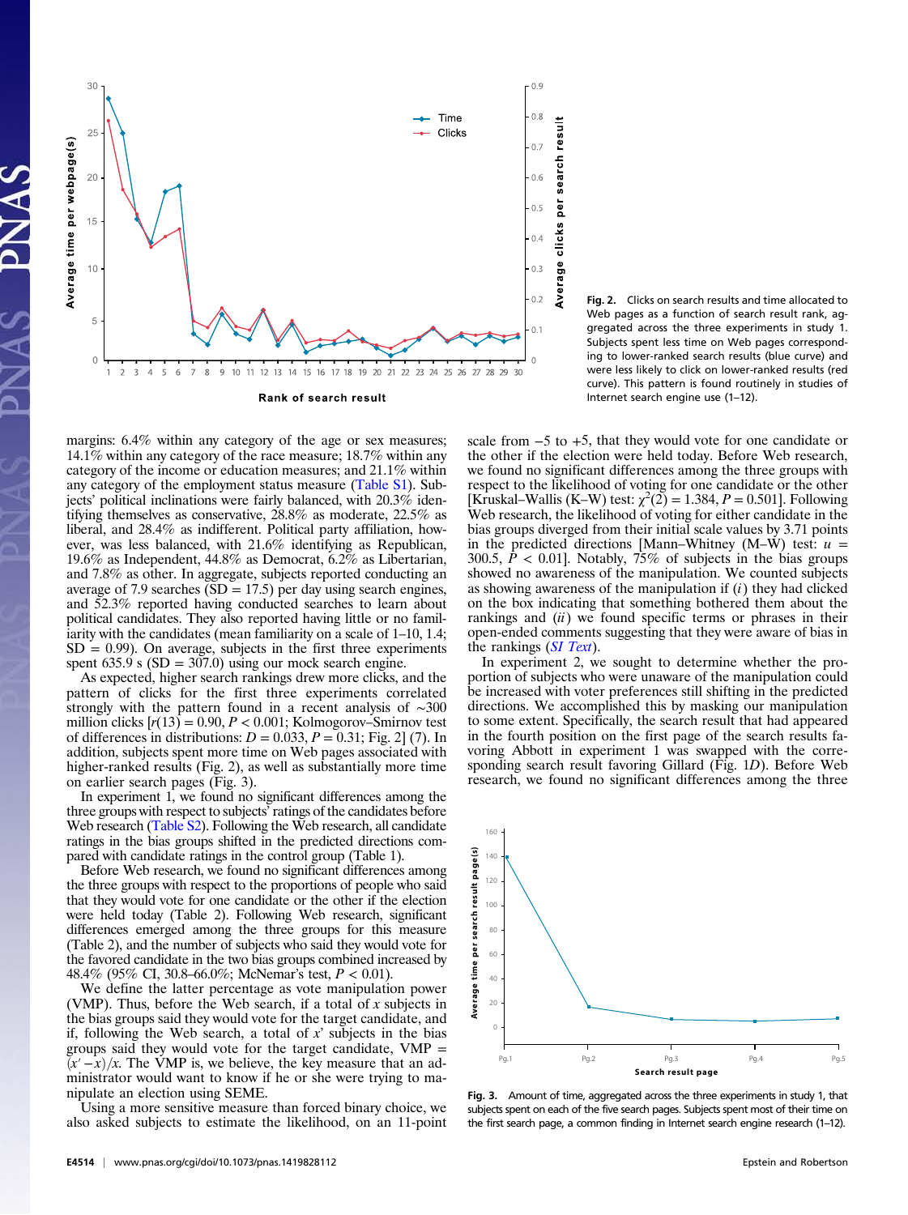Fig. 2. Clicks on search results and time allocated to Web pages as a function of search result rank, aggregated across the three experiments in study 1. Subjects spent less time on Web pages corresponding to lower-ranked search results (blue curve) and were less likely to click on lower-ranked results (red curve). This pattern is found routinely in studies of Internet search engine use (1–12).

margins: 6.4% within any category of the age or sex measures; 14.1% within any category of the race measure; 18.7% within any category of the income or education measures; and 21.1% within any category of the employment status measure (Table S1). Subjects' political inclinations were fairly balanced, with 20.3% identifying themselves as conservative, 28.8% as moderate, 22.5% as liberal, and 28.4% as indifferent. Political party affiliation, however, was less balanced, with 21.6% identifying as Republican, 19.6% as Independent, 44.8% as Democrat, 6.2% as Libertarian, and 7.8% as other. In aggregate, subjects reported conducting an average of 7.9 searches (SD = 17.5) per day using search engines, and 52.3% reported having conducted searches to learn about political candidates. They also reported having little or no familiarity with the candidates (mean familiarity on a scale of 1–10, 1.4; SD = 0.99). On average, subjects in the first three experiments spent 635.9 s (SD = 307.0) using our mock search engine.

As expected, higher search rankings drew more clicks, and the pattern of clicks for the first three experiments correlated strongly with the pattern found in a recent analysis of ~300 million clicks [$r(13) = 0.90$, $P < 0.001$; Kolmogorov–Smirnov test of differences in distributions: $D = 0.033$, $P = 0.31$; Fig. 2] (7). In addition, subjects spent more time on Web pages associated with higher-ranked results (Fig. 2), as well as substantially more time on earlier search pages (Fig. 3).

In experiment 1, we found no significant differences among the three groups with respect to subjects' ratings of the candidates before Web research (Table S2). Following the Web research, all candidate ratings in the bias groups shifted in the predicted directions compared with candidate ratings in the control group (Table 1).

Before Web research, we found no significant differences among the three groups with respect to the proportions of people who said that they would vote for one candidate or the other if the election were held today (Table 2). Following Web research, significant differences emerged among the three groups for this measure (Table 2), and the number of subjects who said they would vote for the favored candidate in the two bias groups combined increased by 48.4% (95% CI, 30.8–66.0%; McNemar's test, $P < 0.01$).

We define the latter percentage as vote manipulation power (VMP). Thus, before the Web search, if a total of $x$ subjects in the bias groups said they would vote for the target candidate, and if, following the Web search, a total of $x'$ subjects in the bias groups said they would vote for the target candidate, VMP = $(x' - x)/x$. The VMP is, we believe, the key measure that an administrator would want to know if he or she were trying to manipulate an election using SEME.

Using a more sensitive measure than forced binary choice, we also asked subjects to estimate the likelihood, on an 11-point scale from −5 to +5, that they would vote for one candidate or the other if the election were held today. Before Web research, we found no significant differences among the three groups with respect to the likelihood of voting for one candidate or the other [Kruskal–Wallis (K–W) test: $\chi^2(2) = 1.384$, $P = 0.501$]. Following Web research, the likelihood of voting for either candidate in the bias groups diverged from their initial scale values by 3.71 points in the predicted directions [Mann–Whitney (M–W) test: $u = 300.5$, $P < 0.01$]. Notably, 75% of subjects in the bias groups showed no awareness of the manipulation. We counted subjects as showing awareness of the manipulation if (*i*) they had clicked on the box indicating that something bothered them about the rankings and (*ii*) we found specific terms or phrases in their open-ended comments suggesting that they were aware of bias in the rankings (*SI Text*).

In experiment 2, we sought to determine whether the proportion of subjects who were unaware of the manipulation could be increased with voter preferences still shifting in the predicted directions. We accomplished this by masking our manipulation to some extent. Specifically, the search result that had appeared in the fourth position on the first page of the search results favoring Abbott in experiment 1 was swapped with the corresponding search result favoring Gillard (Fig. 1*D*). Before Web research, we found no significant differences among the three

Fig. 3. Amount of time, aggregated across the three experiments in study 1, that subjects spent on each of the five search pages. Subjects spent most of their time on the first search page, a common finding in Internet search engine research (1–12).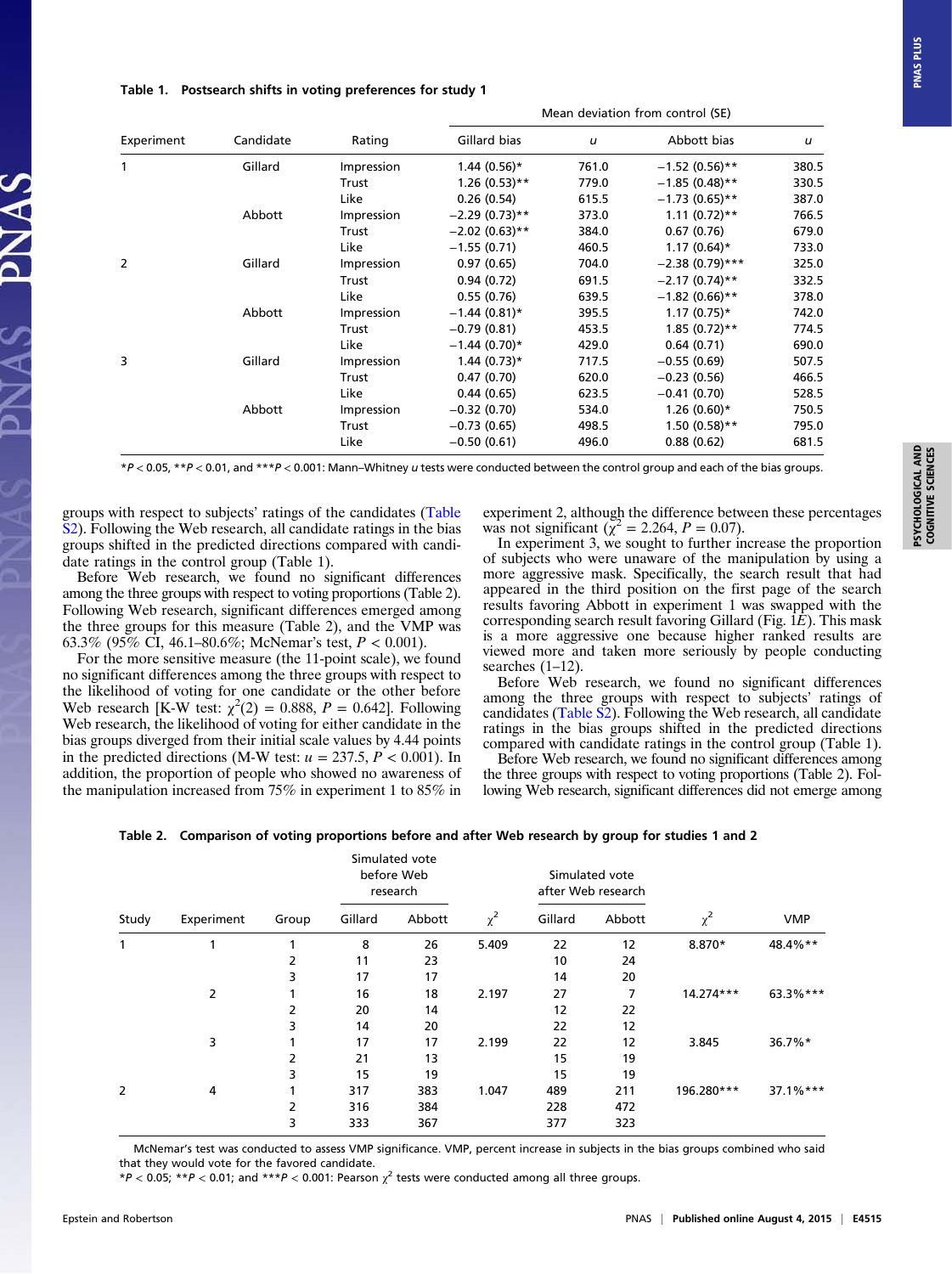**Table 1. Postsearch shifts in voting preferences for study 1**

| | | | Mean deviation from control (SE) | | | |
|---|---|---|---|---|---|---|
| Experiment | Candidate | Rating | Gillard bias | *u* | Abbott bias | *u* |
| 1 | Gillard | Impression | 1.44 (0.56)* | 761.0 | −1.52 (0.56)** | 380.5 |
| | | Trust | 1.26 (0.53)** | 779.0 | −1.85 (0.48)** | 330.5 |
| | | Like | 0.26 (0.54) | 615.5 | −1.73 (0.65)** | 387.0 |
| | Abbott | Impression | −2.29 (0.73)** | 373.0 | 1.11 (0.72)** | 766.5 |
| | | Trust | −2.02 (0.63)** | 384.0 | 0.67 (0.76) | 679.0 |
| | | Like | −1.55 (0.71) | 460.5 | 1.17 (0.64)* | 733.0 |
| 2 | Gillard | Impression | 0.97 (0.65) | 704.0 | −2.38 (0.79)*** | 325.0 |
| | | Trust | 0.94 (0.72) | 691.5 | −2.17 (0.74)** | 332.5 |
| | | Like | 0.55 (0.76) | 639.5 | −1.82 (0.66)** | 378.0 |
| | Abbott | Impression | −1.44 (0.81)* | 395.5 | 1.17 (0.75)* | 742.0 |
| | | Trust | −0.79 (0.81) | 453.5 | 1.85 (0.72)** | 774.5 |
| | | Like | −1.44 (0.70)* | 429.0 | 0.64 (0.71) | 690.0 |
| 3 | Gillard | Impression | 1.44 (0.73)* | 717.5 | −0.55 (0.69) | 507.5 |
| | | Trust | 0.47 (0.70) | 620.0 | −0.23 (0.56) | 466.5 |
| | | Like | 0.44 (0.65) | 623.5 | −0.41 (0.70) | 528.5 |
| | Abbott | Impression | −0.32 (0.70) | 534.0 | 1.26 (0.60)* | 750.5 |
| | | Trust | −0.73 (0.65) | 498.5 | 1.50 (0.58)** | 795.0 |
| | | Like | −0.50 (0.61) | 496.0 | 0.88 (0.62) | 681.5 |

*$P < 0.05$, **$P < 0.01$, and ***$P < 0.001$: Mann–Whitney *u* tests were conducted between the control group and each of the bias groups.

groups with respect to subjects' ratings of the candidates (Table S2). Following the Web research, all candidate ratings in the bias groups shifted in the predicted directions compared with candidate ratings in the control group (Table 1).

Before Web research, we found no significant differences among the three groups with respect to voting proportions (Table 2). Following Web research, significant differences emerged among the three groups for this measure (Table 2), and the VMP was 63.3% (95% CI, 46.1–80.6%; McNemar's test, $P < 0.001$).

For the more sensitive measure (the 11-point scale), we found no significant differences among the three groups with respect to the likelihood of voting for one candidate or the other before Web research [K-W test: $\chi^2(2) = 0.888$, $P = 0.642$]. Following Web research, the likelihood of voting for either candidate in the bias groups diverged from their initial scale values by 4.44 points in the predicted directions (M-W test: $u = 237.5$, $P < 0.001$). In addition, the proportion of people who showed no awareness of the manipulation increased from 75% in experiment 1 to 85% in experiment 2, although the difference between these percentages was not significant ($\chi^2 = 2.264$, $P = 0.07$).

In experiment 3, we sought to further increase the proportion of subjects who were unaware of the manipulation by using a more aggressive mask. Specifically, the search result that had appeared in the third position on the first page of the search results favoring Abbott in experiment 1 was swapped with the corresponding search result favoring Gillard (Fig. 1*E*). This mask is a more aggressive one because higher ranked results are viewed more and taken more seriously by people conducting searches (1–12).

Before Web research, we found no significant differences among the three groups with respect to subjects' ratings of candidates (Table S2). Following the Web research, all candidate ratings in the bias groups shifted in the predicted directions compared with candidate ratings in the control group (Table 1).

Before Web research, we found no significant differences among the three groups with respect to voting proportions (Table 2). Following Web research, significant differences did not emerge among

**Table 2. Comparison of voting proportions before and after Web research by group for studies 1 and 2**

| | | | Simulated vote before Web research | | | Simulated vote after Web research | | | |
|---|---|---|---|---|---|---|---|---|---|
| Study | Experiment | Group | Gillard | Abbott | $\chi^2$ | Gillard | Abbott | $\chi^2$ | VMP |
| 1 | 1 | 1 | 8 | 26 | 5.409 | 22 | 12 | 8.870* | 48.4%** |
| | | 2 | 11 | 23 | | 10 | 24 | | |
| | | 3 | 17 | 17 | | 14 | 20 | | |
| | 2 | 1 | 16 | 18 | 2.197 | 27 | 7 | 14.274*** | 63.3%*** |
| | | 2 | 20 | 14 | | 12 | 22 | | |
| | | 3 | 14 | 20 | | 22 | 12 | | |
| | 3 | 1 | 17 | 17 | 2.199 | 22 | 12 | 3.845 | 36.7%* |
| | | 2 | 21 | 13 | | 15 | 19 | | |
| | | 3 | 15 | 19 | | 15 | 19 | | |
| 2 | 4 | 1 | 317 | 383 | 1.047 | 489 | 211 | 196.280*** | 37.1%*** |
| | | 2 | 316 | 384 | | 228 | 472 | | |
| | | 3 | 333 | 367 | | 377 | 323 | | |

McNemar's test was conducted to assess VMP significance. VMP, percent increase in subjects in the bias groups combined who said that they would vote for the favored candidate.
*$P < 0.05$; **$P < 0.01$; and ***$P < 0.001$: Pearson $\chi^2$ tests were conducted among all three groups.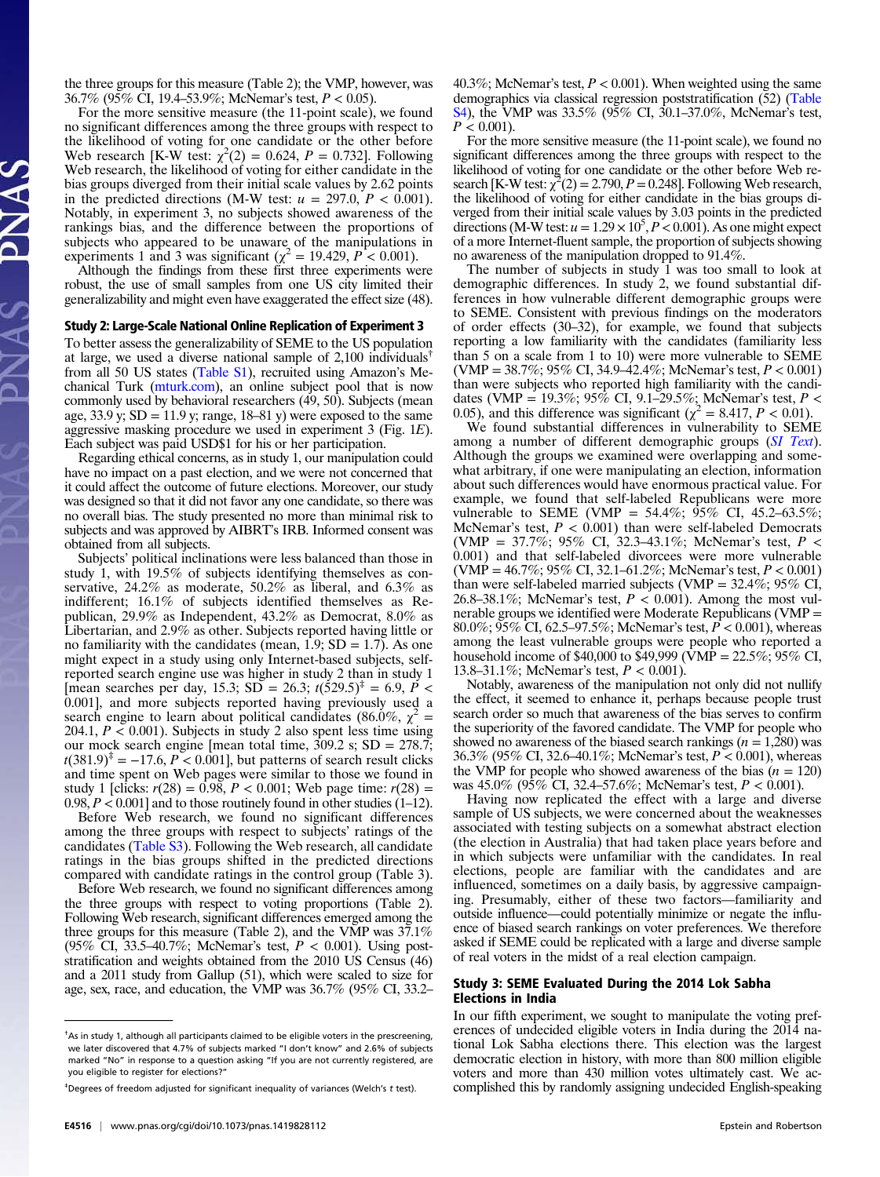the three groups for this measure (Table 2); the VMP, however, was 36.7% (95% CI, 19.4–53.9%; McNemar's test, $P < 0.05$).

For the more sensitive measure (the 11-point scale), we found no significant differences among the three groups with respect to the likelihood of voting for one candidate or the other before Web research [K-W test: $\chi^2(2) = 0.624$, $P = 0.732$]. Following Web research, the likelihood of voting for either candidate in the bias groups diverged from their initial scale values by 2.62 points in the predicted directions (M-W test: $u = 297.0$, $P < 0.001$). Notably, in experiment 3, no subjects showed awareness of the rankings bias, and the difference between the proportions of subjects who appeared to be unaware of the manipulations in experiments 1 and 3 was significant ($\chi^2 = 19.429$, $P < 0.001$).

Although the findings from these first three experiments were robust, the use of small samples from one US city limited their generalizability and might even have exaggerated the effect size (48).

## Study 2: Large-Scale National Online Replication of Experiment 3

To better assess the generalizability of SEME to the US population at large, we used a diverse national sample of 2,100 individuals[†] from all 50 US states (Table S1), recruited using Amazon's Mechanical Turk (mturk.com), an online subject pool that is now commonly used by behavioral researchers (49, 50). Subjects (mean age, 33.9 y; SD = 11.9 y; range, 18–81 y) were exposed to the same aggressive masking procedure we used in experiment 3 (Fig. 1*E*). Each subject was paid USD$1 for his or her participation.

Regarding ethical concerns, as in study 1, our manipulation could have no impact on a past election, and we were not concerned that it could affect the outcome of future elections. Moreover, our study was designed so that it did not favor any one candidate, so there was no overall bias. The study presented no more than minimal risk to subjects and was approved by AIBRT's IRB. Informed consent was obtained from all subjects.

Subjects' political inclinations were less balanced than those in study 1, with 19.5% of subjects identifying themselves as conservative, 24.2% as moderate, 50.2% as liberal, and 6.3% as indifferent; 16.1% of subjects identified themselves as Republican, 29.9% as Independent, 43.2% as Democrat, 8.0% as Libertarian, and 2.9% as other. Subjects reported having little or no familiarity with the candidates (mean, 1.9; SD = 1.7). As one might expect in a study using only Internet-based subjects, self-reported search engine use was higher in study 2 than in study 1 [mean searches per day, 15.3; SD = 26.3; $t(529.5)^{‡} = 6.9$, $P < 0.001$], and more subjects reported having previously used a search engine to learn about political candidates (86.0%, $\chi^2 = 204.1$, $P < 0.001$). Subjects in study 2 also spent less time using our mock search engine [mean total time, 309.2 s; SD = 278.7; $t(381.9)^{‡} = -17.6$, $P < 0.001$], but patterns of search result clicks and time spent on Web pages were similar to those we found in study 1 [clicks: $r(28) = 0.98$, $P < 0.001$; Web page time: $r(28) = 0.98$, $P < 0.001$] and to those routinely found in other studies (1–12).

Before Web research, we found no significant differences among the three groups with respect to subjects' ratings of the candidates (Table S3). Following the Web research, all candidate ratings in the bias groups shifted in the predicted directions compared with candidate ratings in the control group (Table 3).

Before Web research, we found no significant differences among the three groups with respect to voting proportions (Table 2). Following Web research, significant differences emerged among the three groups for this measure (Table 2), and the VMP was 37.1% (95% CI, 33.5–40.7%; McNemar's test, $P < 0.001$). Using post-stratification and weights obtained from the 2010 US Census (46) and a 2011 study from Gallup (51), which were scaled to size for age, sex, race, and education, the VMP was 36.7% (95% CI, 33.2–40.3%; McNemar's test, $P < 0.001$). When weighted using the same demographics via classical regression poststratification (52) (Table S4), the VMP was 33.5% (95% CI, 30.1–37.0%, McNemar's test, $P < 0.001$).

For the more sensitive measure (the 11-point scale), we found no significant differences among the three groups with respect to the likelihood of voting for one candidate or the other before Web research [K-W test: $\chi^2(2) = 2.790$, $P = 0.248$]. Following Web research, the likelihood of voting for either candidate in the bias groups diverged from their initial scale values by 3.03 points in the predicted directions (M-W test: $u = 1.29 \times 10^5$, $P < 0.001$). As one might expect of a more Internet-fluent sample, the proportion of subjects showing no awareness of the manipulation dropped to 91.4%.

The number of subjects in study 1 was too small to look at demographic differences. In study 2, we found substantial differences in how vulnerable different demographic groups were to SEME. Consistent with previous findings on the moderators of order effects (30–32), for example, we found that subjects reporting a low familiarity with the candidates (familiarity less than 5 on a scale from 1 to 10) were more vulnerable to SEME (VMP = 38.7%; 95% CI, 34.9–42.4%; McNemar's test, $P < 0.001$) than were subjects who reported high familiarity with the candidates (VMP = 19.3%; 95% CI, 9.1–29.5%; McNemar's test, $P < 0.05$), and this difference was significant ($\chi^2 = 8.417$, $P < 0.01$).

We found substantial differences in vulnerability to SEME among a number of different demographic groups (*SI Text*). Although the groups we examined were overlapping and somewhat arbitrary, if one were manipulating an election, information about such differences would have enormous practical value. For example, we found that self-labeled Republicans were more vulnerable to SEME (VMP = 54.4%; 95% CI, 45.2–63.5%; McNemar's test, $P < 0.001$) than were self-labeled Democrats (VMP = 37.7%; 95% CI, 32.3–43.1%; McNemar's test, $P < 0.001$) and that self-labeled divorcees were more vulnerable (VMP = 46.7%; 95% CI, 32.1–61.2%; McNemar's test, $P < 0.001$) than were self-labeled married subjects (VMP = 32.4%; 95% CI, 26.8–38.1%; McNemar's test, $P < 0.001$). Among the most vulnerable groups we identified were Moderate Republicans (VMP = 80.0%; 95% CI, 62.5–97.5%; McNemar's test, $P < 0.001$), whereas among the least vulnerable groups were people who reported a household income of $40,000 to $49,999 (VMP = 22.5%; 95% CI, 13.8–31.1%; McNemar's test, $P < 0.001$).

Notably, awareness of the manipulation not only did not nullify the effect, it seemed to enhance it, perhaps because people trust search order so much that awareness of the bias serves to confirm the superiority of the favored candidate. The VMP for people who showed no awareness of the biased search rankings ($n = 1{,}280$) was 36.3% (95% CI, 32.6–40.1%; McNemar's test, $P < 0.001$), whereas the VMP for people who showed awareness of the bias ($n = 120$) was 45.0% (95% CI, 32.4–57.6%; McNemar's test, $P < 0.001$).

Having now replicated the effect with a large and diverse sample of US subjects, we were concerned about the weaknesses associated with testing subjects on a somewhat abstract election (the election in Australia) that had taken place years before and in which subjects were unfamiliar with the candidates. In real elections, people are familiar with the candidates and are influenced, sometimes on a daily basis, by aggressive campaigning. Presumably, either of these two factors—familiarity and outside influence—could potentially minimize or negate the influence of biased search rankings on voter preferences. We therefore asked if SEME could be replicated with a large and diverse sample of real voters in the midst of a real election campaign.

## Study 3: SEME Evaluated During the 2014 Lok Sabha Elections in India

In our fifth experiment, we sought to manipulate the voting preferences of undecided eligible voters in India during the 2014 national Lok Sabha elections there. This election was the largest democratic election in history, with more than 800 million eligible voters and more than 430 million votes ultimately cast. We accomplished this by randomly assigning undecided English-speaking

---

[†] As in study 1, although all participants claimed to be eligible voters in the prescreening, we later discovered that 4.7% of subjects marked "I don't know" and 2.6% of subjects marked "No" in response to a question asking "If you are not currently registered, are you eligible to register for elections?"

[‡] Degrees of freedom adjusted for significant inequality of variances (Welch's *t* test).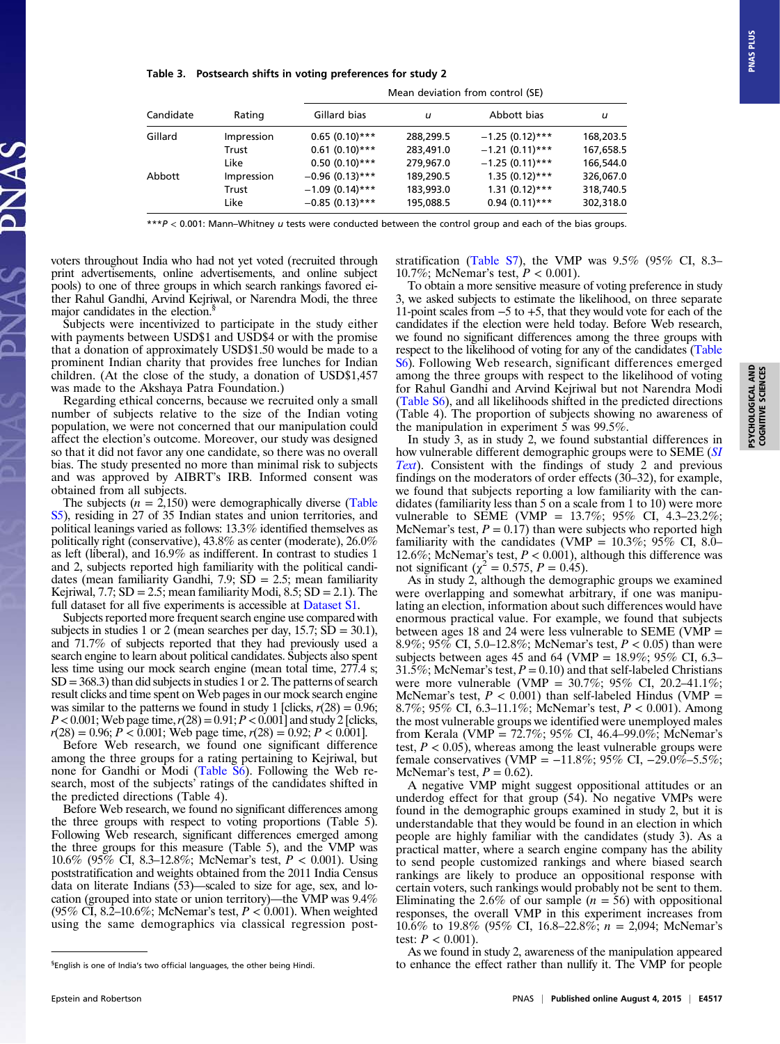**Table 3. Postsearch shifts in voting preferences for study 2**

| Candidate | Rating | Mean deviation from control (SE) | | | |
|---|---|---|---|---|---|
| | | Gillard bias | *u* | Abbott bias | *u* |
| Gillard | Impression | 0.65 (0.10)*** | 288,299.5 | −1.25 (0.12)*** | 168,203.5 |
| | Trust | 0.61 (0.10)*** | 283,491.0 | −1.21 (0.11)*** | 167,658.5 |
| | Like | 0.50 (0.10)*** | 279,967.0 | −1.25 (0.11)*** | 166,544.0 |
| Abbott | Impression | −0.96 (0.13)*** | 189,290.5 | 1.35 (0.12)*** | 326,067.0 |
| | Trust | −1.09 (0.14)*** | 183,993.0 | 1.31 (0.12)*** | 318,740.5 |
| | Like | −0.85 (0.13)*** | 195,088.5 | 0.94 (0.11)*** | 302,318.0 |

***$P < 0.001$: Mann–Whitney *u* tests were conducted between the control group and each of the bias groups.

voters throughout India who had not yet voted (recruited through print advertisements, online advertisements, and online subject pools) to one of three groups in which search rankings favored either Rahul Gandhi, Arvind Kejriwal, or Narendra Modi, the three major candidates in the election.[§]

Subjects were incentivized to participate in the study either with payments between USD\$1 and USD\$4 or with the promise that a donation of approximately USD\$1.50 would be made to a prominent Indian charity that provides free lunches for Indian children. (At the close of the study, a donation of USD\$1,457 was made to the Akshaya Patra Foundation.)

Regarding ethical concerns, because we recruited only a small number of subjects relative to the size of the Indian voting population, we were not concerned that our manipulation could affect the election's outcome. Moreover, our study was designed so that it did not favor any one candidate, so there was no overall bias. The study presented no more than minimal risk to subjects and was approved by AIBRT's IRB. Informed consent was obtained from all subjects.

The subjects ($n$ = 2,150) were demographically diverse (Table S5), residing in 27 of 35 Indian states and union territories, and political leanings varied as follows: 13.3% identified themselves as politically right (conservative), 43.8% as center (moderate), 26.0% as left (liberal), and 16.9% as indifferent. In contrast to studies 1 and 2, subjects reported high familiarity with the political candidates (mean familiarity Gandhi, 7.9; SD = 2.5; mean familiarity Kejriwal, 7.7; SD = 2.5; mean familiarity Modi, 8.5; SD = 2.1). The full dataset for all five experiments is accessible in Dataset S1.

Subjects reported more frequent search engine use compared with subjects in studies 1 or 2 (mean searches per day, 15.7; SD = 30.1), and 71.7% of subjects reported that they had previously used a search engine to learn about political candidates. Subjects also spent less time using our mock search engine (mean total time, 277.4 s; SD = 368.3) than did subjects in studies 1 or 2. The patterns of search result clicks and time spent on Web pages in our mock search engine was similar to the patterns we found in study 1 [clicks, $r(28) = 0.96$; $P < 0.001$; Web page time, $r(28) = 0.91$; $P < 0.001$] and study 2 [clicks, $r(28) = 0.96$; $P < 0.001$; Web page time, $r(28) = 0.92$; $P < 0.001$].

Before Web research, we found one significant difference among the three groups for a rating pertaining to Kejriwal, but none for Gandhi or Modi (Table S6). Following the Web research, most of the subjects' ratings of the candidates shifted in the predicted directions (Table 4).

Before Web research, we found no significant differences among the three groups with respect to voting proportions (Table 5). Following Web research, significant differences emerged among the three groups for this measure (Table 5), and the VMP was 10.6% (95% CI, 8.3–12.8%; McNemar's test, $P < 0.001$). Using poststratification and weights obtained from the 2011 India Census data on literate Indians (53)—scaled to size for age, sex, and location (grouped into state or union territory)—the VMP was 9.4% (95% CI, 8.2–10.6%; McNemar's test, $P < 0.001$). When weighted using the same demographics via classical regression post-stratification (Table S7), the VMP was 9.5% (95% CI, 8.3–10.7%; McNemar's test, $P < 0.001$).

To obtain a more sensitive measure of voting preference in study 3, we asked subjects to estimate the likelihood, on three separate 11-point scales from −5 to +5, that they would vote for each of the candidates if the election were held today. Before Web research, we found no significant differences among the three groups with respect to the likelihood of voting for any of the candidates (Table S6). Following Web research, significant differences emerged among the three groups with respect to the likelihood of voting for Rahul Gandhi and Arvind Kejriwal but not Narendra Modi (Table S6), and all likelihoods shifted in the predicted directions (Table 4). The proportion of subjects showing no awareness of the manipulation in experiment 5 was 99.5%.

In study 3, as in study 2, we found substantial differences in how vulnerable different demographic groups were to SEME (*SI Text*). Consistent with the findings of study 2 and previous findings on the moderators of order effects (30–32), for example, we found that subjects reporting a low familiarity with the candidates (familiarity less than 5 on a scale from 1 to 10) were more vulnerable to SEME (VMP = 13.7%; 95% CI, 4.3–23.2%; McNemar's test, $P = 0.17$) than were subjects who reported high familiarity with the candidates (VMP = 10.3%; 95% CI, 8.0–12.6%; McNemar's test, $P < 0.001$), although this difference was not significant ($\chi^2 = 0.575$, $P = 0.45$).

As in study 2, although the demographic groups we examined were overlapping and somewhat arbitrary, if one was manipulating an election, information about such differences would have enormous practical value. For example, we found that subjects between ages 18 and 24 were less vulnerable to SEME (VMP = 8.9%; 95% CI, 5.0–12.8%; McNemar's test, $P < 0.05$) than were subjects between ages 45 and 64 (VMP = 18.9%; 95% CI, 6.3–31.5%; McNemar's test, $P = 0.10$) and that self-labeled Christians were more vulnerable (VMP = 30.7%; 95% CI, 20.2–41.1%; McNemar's test, $P < 0.001$) than self-labeled Hindus (VMP = 8.7%; 95% CI, 6.3–11.1%; McNemar's test, $P < 0.001$). Among the most vulnerable groups we identified were unemployed males from Kerala (VMP = 72.7%; 95% CI, 46.4–99.0%; McNemar's test, $P < 0.05$), whereas among the least vulnerable groups were female conservatives (VMP = −11.8%; 95% CI, −29.0%–5.5%; McNemar's test, $P = 0.62$).

A negative VMP might suggest oppositional attitudes or an underdog effect for that group (54). No negative VMPs were found in the demographic groups examined in study 2, but it is understandable that they would be found in an election in which people are highly familiar with the candidates (study 3). As a practical matter, where a search engine company has the ability to send people customized rankings and where biased search rankings are likely to produce an oppositional response with certain voters, such rankings would probably not be sent to them. Eliminating the 2.6% of our sample ($n$ = 56) with oppositional responses, the overall VMP in this experiment increases from 10.6% to 19.8% (95% CI, 16.8–22.8%; $n$ = 2,094; McNemar's test: $P < 0.001$).

As we found in study 2, awareness of the manipulation appeared to enhance the effect rather than nullify it. The VMP for people

[§]English is one of India's two official languages, the other being Hindi.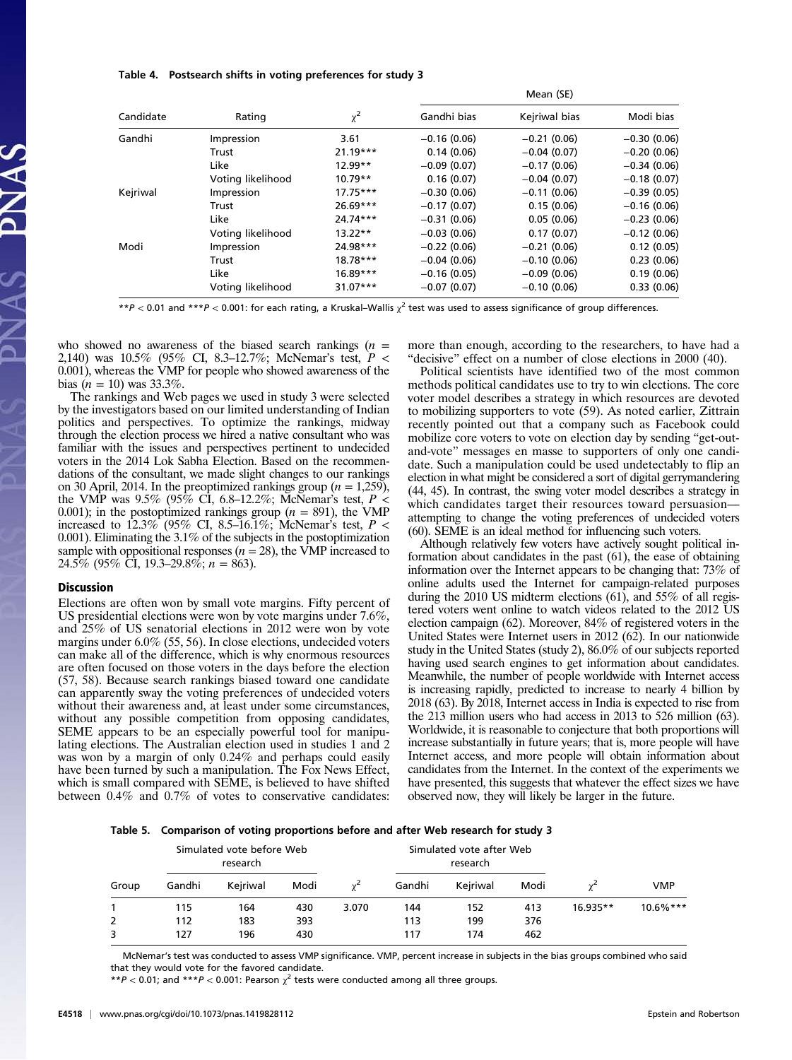**Table 4. Postsearch shifts in voting preferences for study 3**

| Candidate | Rating | $\chi^2$ | Mean (SE) | | |
|---|---|---|---|---|---|
| | | | Gandhi bias | Kejriwal bias | Modi bias |
| Gandhi | Impression | 3.61 | −0.16 (0.06) | −0.21 (0.06) | −0.30 (0.06) |
| | Trust | 21.19*** | 0.14 (0.06) | −0.04 (0.07) | −0.20 (0.06) |
| | Like | 12.99** | −0.09 (0.07) | −0.17 (0.06) | −0.34 (0.06) |
| | Voting likelihood | 10.79** | 0.16 (0.07) | −0.04 (0.07) | −0.18 (0.07) |
| Kejriwal | Impression | 17.75*** | −0.30 (0.06) | −0.11 (0.06) | −0.39 (0.05) |
| | Trust | 26.69*** | −0.17 (0.07) | 0.15 (0.06) | −0.16 (0.06) |
| | Like | 24.74*** | −0.31 (0.06) | 0.05 (0.06) | −0.23 (0.06) |
| | Voting likelihood | 13.22** | −0.03 (0.06) | 0.17 (0.07) | −0.12 (0.06) |
| Modi | Impression | 24.98*** | −0.22 (0.06) | −0.21 (0.06) | 0.12 (0.05) |
| | Trust | 18.78*** | −0.04 (0.06) | −0.10 (0.06) | 0.23 (0.06) |
| | Like | 16.89*** | −0.16 (0.05) | −0.09 (0.06) | 0.19 (0.06) |
| | Voting likelihood | 31.07*** | −0.07 (0.07) | −0.10 (0.06) | 0.33 (0.06) |

**$P < 0.01$ and ***$P < 0.001$: for each rating, a Kruskal–Wallis $\chi^2$ test was used to assess significance of group differences.

who showed no awareness of the biased search rankings ($n$ = 2,140) was 10.5% (95% CI, 8.3–12.7%; McNemar's test, $P <$ 0.001), whereas the VMP for people who showed awareness of the bias ($n$ = 10) was 33.3%.

The rankings and Web pages we used in study 3 were selected by the investigators based on our limited understanding of Indian politics and perspectives. To optimize the rankings, midway through the election process we hired a native consultant who was familiar with the issues and perspectives pertinent to undecided voters in the 2014 Lok Sabha Election. Based on the recommendations of the consultant, we made slight changes to our rankings on 30 April, 2014. In the preoptimized rankings group ($n$ = 1,259), the VMP was 9.5% (95% CI, 6.8–12.2%; McNemar's test, $P <$ 0.001); in the postoptimized rankings group ($n$ = 891), the VMP increased to 12.3% (95% CI, 8.5–16.1%; McNemar's test, $P <$ 0.001). Eliminating the 3.1% of the subjects in the postoptimization sample with oppositional responses ($n$ = 28), the VMP increased to 24.5% (95% CI, 19.3–29.8%; $n$ = 863).

## Discussion

Elections are often won by small vote margins. Fifty percent of US presidential elections were won by vote margins under 7.6%, and 25% of US senatorial elections in 2012 were won by vote margins under 6.0% (55, 56). In close elections, undecided voters can make all of the difference, which is why enormous resources are often focused on those voters in the days before the election (57, 58). Because search rankings biased toward one candidate can apparently sway the voting preferences of undecided voters without their awareness and, at least under some circumstances, without any possible competition from opposing candidates, SEME appears to be an especially powerful tool for manipulating elections. The Australian election used in studies 1 and 2 was won by a margin of only 0.24% and perhaps could easily have been turned by such a manipulation. The Fox News Effect, which is small compared with SEME, is believed to have shifted between 0.4% and 0.7% of votes to conservative candidates: more than enough, according to the researchers, to have had a "decisive" effect on a number of close elections in 2000 (40).

Political scientists have identified two of the most common methods political candidates use to try to win elections. The core voter model describes a strategy in which resources are devoted to mobilizing supporters to vote (59). As noted earlier, Zittrain recently pointed out that a company such as Facebook could mobilize core voters to vote on election day by sending "get-out-and-vote" messages en masse to supporters of only one candidate. Such a manipulation could be used undetectably to flip an election in what might be considered a sort of digital gerrymandering (44, 45). In contrast, the swing voter model describes a strategy in which candidates target their resources toward persuasion—attempting to change the voting preferences of undecided voters (60). SEME is an ideal method for influencing such voters.

Although relatively few voters have actively sought political information about candidates in the past (61), the ease of obtaining information over the Internet appears to be changing that: 73% of online adults used the Internet for campaign-related purposes during the 2010 US midterm elections (61), and 55% of all registered voters went online to watch videos related to the 2012 US election campaign (62). Moreover, 84% of registered voters in the United States were Internet users in 2012 (62). In our nationwide study in the United States (study 2), 86.0% of our subjects reported having used search engines to get information about candidates. Meanwhile, the number of people worldwide with Internet access is increasing rapidly, predicted to increase to nearly 4 billion by 2018 (63). By 2018, Internet access in India is expected to rise from the 213 million users who had access in 2013 to 526 million (63). Worldwide, it is reasonable to conjecture that both proportions will increase substantially in future years; that is, more people will have Internet access, and more people will obtain information about candidates from the Internet. In the context of the experiments we have presented, this suggests that whatever the effect sizes we have observed now, they will likely be larger in the future.

**Table 5. Comparison of voting proportions before and after Web research for study 3**

| Group | Simulated vote before Web research | | | $\chi^2$ | Simulated vote after Web research | | | $\chi^2$ | VMP |
|---|---|---|---|---|---|---|---|---|---|
| | Gandhi | Kejriwal | Modi | | Gandhi | Kejriwal | Modi | | |
| 1 | 115 | 164 | 430 | 3.070 | 144 | 152 | 413 | 16.935** | 10.6%*** |
| 2 | 112 | 183 | 393 | | 113 | 199 | 376 | | |
| 3 | 127 | 196 | 430 | | 117 | 174 | 462 | | |

McNemar's test was conducted to assess VMP significance. VMP, percent increase in subjects in the bias groups combined who said that they would vote for the favored candidate.

**$P < 0.01$; and ***$P < 0.001$: Pearson $\chi^2$ tests were conducted among all three groups.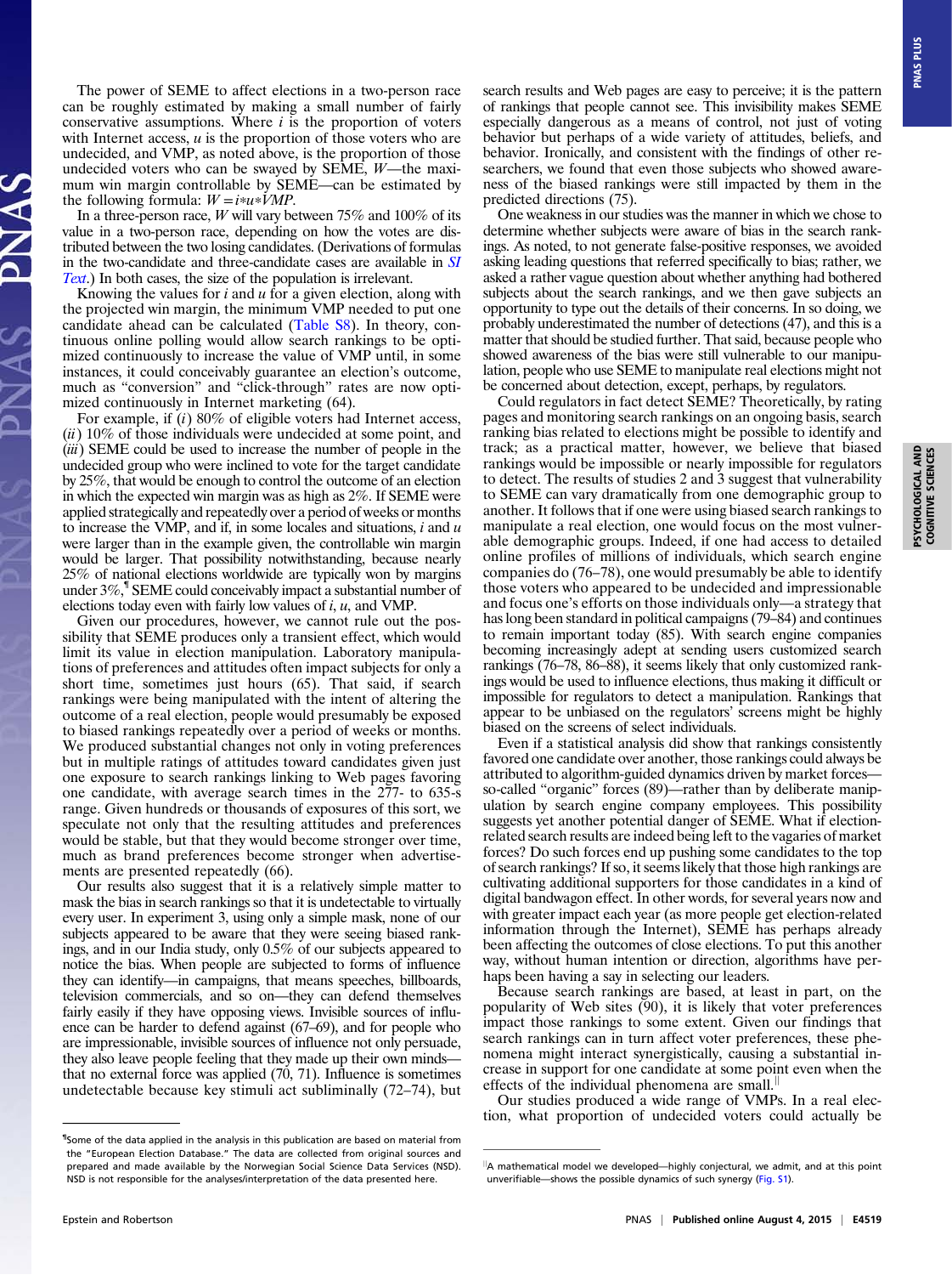The power of SEME to affect elections in a two-person race can be roughly estimated by making a small number of fairly conservative assumptions. Where $i$ is the proportion of voters with Internet access, $u$ is the proportion of those voters who are undecided, and VMP, as noted above, is the proportion of those undecided voters who can be swayed by SEME, $W$—the maximum win margin controllable by SEME—can be estimated by the following formula: $W = i{*}u{*}VMP$.

In a three-person race, $W$ will vary between 75% and 100% of its value in a two-person race, depending on how the votes are distributed between the two losing candidates. (Derivations of formulas in the two-candidate and three-candidate cases are available in *SI Text*.) In both cases, the size of the population is irrelevant.

Knowing the values for $i$ and $u$ for a given election, along with the projected win margin, the minimum VMP needed to put one candidate ahead can be calculated (Table S8). In theory, continuous online polling would allow search rankings to be optimized continuously to increase the value of VMP until, in some instances, it could conceivably guarantee an election's outcome, much as "conversion" and "click-through" rates are now optimized continuously in Internet marketing (64).

For example, if (*i*) 80% of eligible voters had Internet access, (*ii*) 10% of those individuals were undecided at some point, and (*iii*) SEME could be used to increase the number of people in the undecided group who were inclined to vote for the target candidate by 25%, that would be enough to control the outcome of an election in which the expected win margin was as high as 2%. If SEME were applied strategically and repeatedly over a period of weeks or months to increase the VMP, and if, in some locales and situations, $i$ and $u$ were larger than in the example given, the controllable win margin would be larger. That possibility notwithstanding, because nearly 25% of national elections worldwide are typically won by margins under 3%,[¶] SEME could conceivably impact a substantial number of elections today even with fairly low values of $i$, $u$, and VMP.

Given our procedures, however, we cannot rule out the possibility that SEME produces only a transient effect, which would limit its value in election manipulation. Laboratory manipulations of preferences and attitudes often impact subjects for only a short time, sometimes just hours (65). That said, if search rankings were being manipulated with the intent of altering the outcome of a real election, people would presumably be exposed to biased rankings repeatedly over a period of weeks or months. We produced substantial changes not only in voting preferences but in multiple ratings of attitudes toward candidates given just one exposure to search rankings linking to Web pages favoring one candidate, with average search times in the 277- to 635-s range. Given hundreds or thousands of exposures of this sort, we speculate not only that the resulting attitudes and preferences would be stable, but that they would become stronger over time, much as brand preferences become stronger when advertisements are presented repeatedly (66).

Our results also suggest that it is a relatively simple matter to mask the bias in search rankings so that it is undetectable to virtually every user. In experiment 3, using only a simple mask, none of our subjects appeared to be aware that they were seeing biased rankings, and in our India study, only 0.5% of our subjects appeared to notice the bias. When people are subjected to forms of influence they can identify—in campaigns, that means speeches, billboards, television commercials, and so on—they can defend themselves fairly easily if they have opposing views. Invisible sources of influence can be harder to defend against (67–69), and for people who are impressionable, invisible sources of influence not only persuade, they also leave people feeling that they made up their own minds—that no external force was applied (70, 71). Influence is sometimes undetectable because key stimuli act subliminally (72–74), but search results and Web pages are easy to perceive; it is the pattern of rankings that people cannot see. This invisibility makes SEME especially dangerous as a means of control, not just of voting behavior but perhaps of a wide variety of attitudes, beliefs, and behavior. Ironically, and consistent with the findings of other researchers, we found that even those subjects who showed awareness of the biased rankings were still impacted by them in the predicted directions (75).

One weakness in our studies was the manner in which we chose to determine whether subjects were aware of bias in the search rankings. As noted, to not generate false-positive responses, we avoided asking leading questions that referred specifically to bias; rather, we asked a rather vague question about whether anything had bothered subjects about the search rankings, and we then gave subjects an opportunity to type out the details of their concerns. In so doing, we probably underestimated the number of detections (47), and this is a matter that should be studied further. That said, because people who showed awareness of the bias were still vulnerable to our manipulation, people who use SEME to manipulate real elections might not be concerned about detection, except, perhaps, by regulators.

Could regulators in fact detect SEME? Theoretically, by rating pages and monitoring search rankings on an ongoing basis, search ranking bias related to elections might be possible to identify and track; as a practical matter, however, we believe that biased rankings would be impossible or nearly impossible for regulators to detect. The results of studies 2 and 3 suggest that vulnerability to SEME can vary dramatically from one demographic group to another. It follows that if one were using biased search rankings to manipulate a real election, one would focus on the most vulnerable demographic groups. Indeed, if one had access to detailed online profiles of millions of individuals, which search engine companies do (76–78), one would presumably be able to identify those voters who appeared to be undecided and impressionable and focus one's efforts on those individuals only—a strategy that has long been standard in political campaigns (79–84) and continues to remain important today (85). With search engine companies becoming increasingly adept at sending users customized search rankings (76–78, 86–88), it seems likely that only customized rankings would be used to influence elections, thus making it difficult or impossible for regulators to detect a manipulation. Rankings that appear to be unbiased on the regulators' screens might be highly biased on the screens of select individuals.

Even if a statistical analysis did show that rankings consistently favored one candidate over another, those rankings could always be attributed to algorithm-guided dynamics driven by market forces—so-called "organic" forces (89)—rather than by deliberate manipulation by search engine company employees. This possibility suggests yet another potential danger of SEME. What if election-related search results are indeed being left to the vagaries of market forces? Do such forces end up pushing some candidates to the top of search rankings? If so, it seems likely that those high rankings are cultivating additional supporters for those candidates in a kind of digital bandwagon effect. In other words, for several years now and with greater impact each year (as more people get election-related information through the Internet), SEME has perhaps already been affecting the outcomes of close elections. To put this another way, without human intention or direction, algorithms have perhaps been having a say in selecting our leaders.

Because search rankings are based, at least in part, on the popularity of Web sites (90), it is likely that voter preferences impact those rankings to some extent. Given our findings that search rankings can in turn affect voter preferences, these phenomena might interact synergistically, causing a substantial increase in support for one candidate at some point even when the effects of the individual phenomena are small.[‖]

Our studies produced a wide range of VMPs. In a real election, what proportion of undecided voters could actually be

---

[¶] Some of the data applied in the analysis in this publication are based on material from the "European Election Database." The data are collected from original sources and prepared and made available by the Norwegian Social Science Data Services (NSD). NSD is not responsible for the analyses/interpretation of the data presented here.

[‖] A mathematical model we developed—highly conjectural, we admit, and at this point unverifiable—shows the possible dynamics of such synergy (Fig. S1).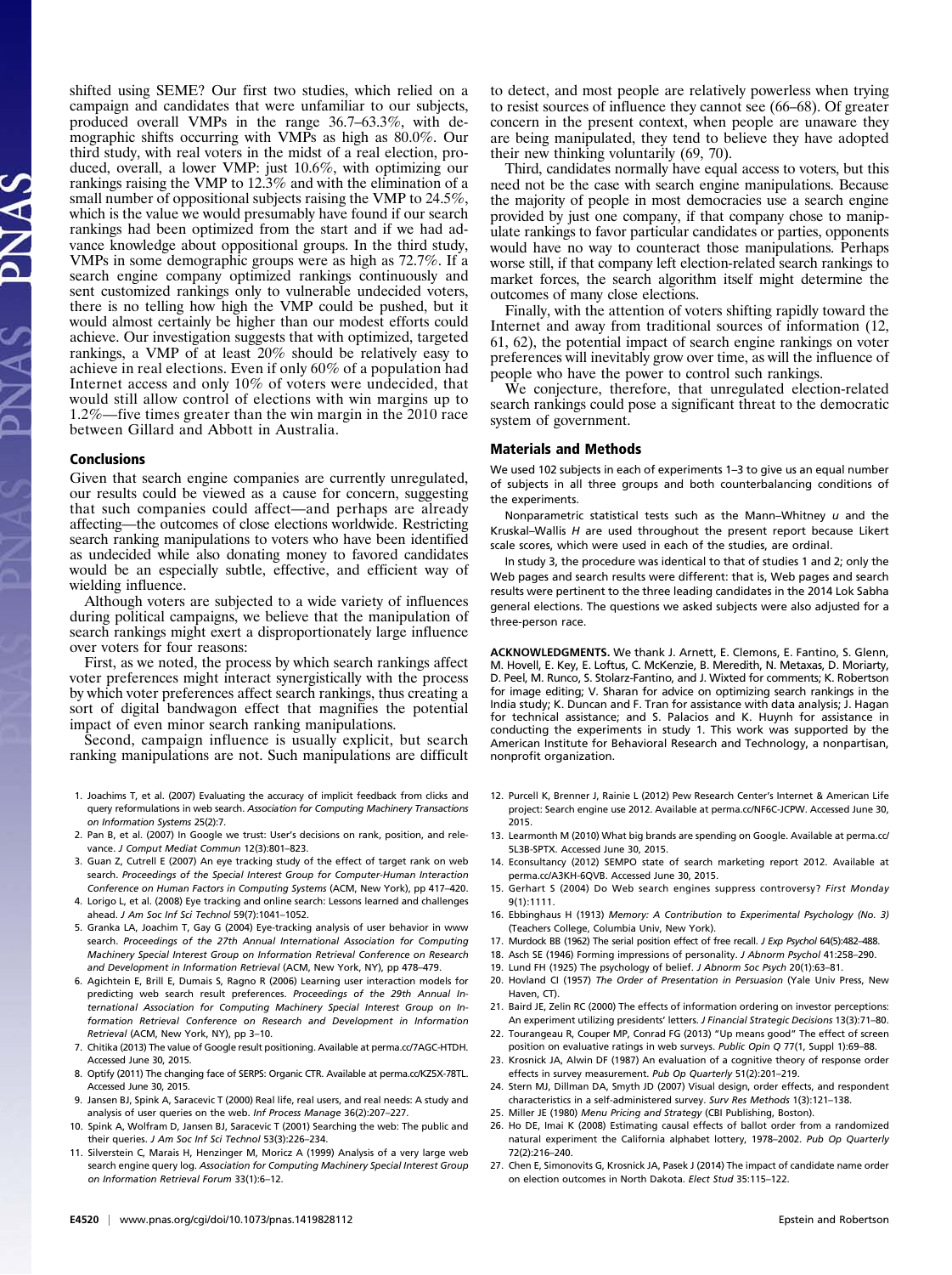shifted using SEME? Our first two studies, which relied on a campaign and candidates that were unfamiliar to our subjects, produced overall VMPs in the range 36.7–63.3%, with demographic shifts occurring with VMPs as high as 80.0%. Our third study, with real voters in the midst of a real election, produced, overall, a lower VMP: just 10.6%, with optimizing our rankings raising the VMP to 12.3% and with the elimination of a small number of oppositional subjects raising the VMP to 24.5%, which is the value we would presumably have found if our search rankings had been optimized from the start and if we had advance knowledge about oppositional groups. In the third study, VMPs in some demographic groups were as high as 72.7%. If a search engine company optimized rankings continuously and sent customized rankings only to vulnerable undecided voters, there is no telling how high the VMP could be pushed, but it would almost certainly be higher than our modest efforts could achieve. Our investigation suggests that with optimized, targeted rankings, a VMP of at least 20% should be relatively easy to achieve in real elections. Even if only 60% of a population had Internet access and only 10% of voters were undecided, that would still allow control of elections with win margins up to 1.2%—five times greater than the win margin in the 2010 race between Gillard and Abbott in Australia.

## Conclusions

Given that search engine companies are currently unregulated, our results could be viewed as a cause for concern, suggesting that such companies could affect—and perhaps are already affecting—the outcomes of close elections worldwide. Restricting search ranking manipulations to voters who have been identified as undecided while also donating money to favored candidates would be an especially subtle, effective, and efficient way of wielding influence.

Although voters are subjected to a wide variety of influences during political campaigns, we believe that the manipulation of search rankings might exert a disproportionately large influence over voters for four reasons:

First, as we noted, the process by which search rankings affect voter preferences might interact synergistically with the process by which voter preferences affect search rankings, thus creating a sort of digital bandwagon effect that magnifies the potential impact of even minor search ranking manipulations.

Second, campaign influence is usually explicit, but search ranking manipulations are not. Such manipulations are difficult to detect, and most people are relatively powerless when trying to resist sources of influence they cannot see (66–68). Of greater concern in the present context, when people are unaware they are being manipulated, they tend to believe they have adopted their new thinking voluntarily (69, 70).

Third, candidates normally have equal access to voters, but this need not be the case with search engine manipulations. Because the majority of people in most democracies use a search engine provided by just one company, if that company chose to manipulate rankings to favor particular candidates or parties, opponents would have no way to counteract those manipulations. Perhaps worse still, if that company left election-related search rankings to market forces, the search algorithm itself might determine the outcomes of many close elections.

Finally, with the attention of voters shifting rapidly toward the Internet and away from traditional sources of information (12, 61, 62), the potential impact of search engine rankings on voter preferences will inevitably grow over time, as will the influence of people who have the power to control such rankings.

We conjecture, therefore, that unregulated election-related search rankings could pose a significant threat to the democratic system of government.

## Materials and Methods

We used 102 subjects in each of experiments 1–3 to give us an equal number of subjects in all three groups and both counterbalancing conditions of the experiments.

Nonparametric statistical tests such as the Mann–Whitney $u$ and the Kruskal–Wallis $H$ are used throughout the present report because Likert scale scores, which were used in each of the studies, are ordinal.

In study 3, the procedure was identical to that of studies 1 and 2; only the Web pages and search results were different: that is, Web pages and search results were pertinent to the three leading candidates in the 2014 Lok Sabha general elections. The questions we asked subjects were also adjusted for a three-person race.

**ACKNOWLEDGMENTS.** We thank J. Arnett, E. Clemons, E. Fantino, S. Glenn, M. Hovell, E. Key, E. Loftus, C. McKenzie, B. Meredith, N. Metaxas, D. Moriarty, D. Peel, M. Runco, S. Stolarz-Fantino, and J. Wixted for comments; K. Robertson for image editing; V. Sharan for advice on optimizing search rankings in the India study; K. Duncan and F. Tran for assistance with data analysis; J. Hagan for technical assistance; and S. Palacios and K. Huynh for assistance in conducting the experiments in study 1. This work was supported by the American Institute for Behavioral Research and Technology, a nonpartisan, nonprofit organization.

1. Joachims T, et al. (2007) Evaluating the accuracy of implicit feedback from clicks and query reformulations in web search. *Association for Computing Machinery Transactions on Information Systems* 25(2):7.
2. Pan B, et al. (2007) In Google we trust: User's decisions on rank, position, and relevance. *J Comput Mediat Commun* 12(3):801–823.
3. Guan Z, Cutrell E (2007) An eye tracking study of the effect of target rank on web search. *Proceedings of the Special Interest Group for Computer-Human Interaction Conference on Human Factors in Computing Systems* (ACM, New York), pp 417–420.
4. Lorigo L, et al. (2008) Eye tracking and online search: Lessons learned and challenges ahead. *J Am Soc Inf Sci Technol* 59(7):1041–1052.
5. Granka LA, Joachim T, Gay G (2004) Eye-tracking analysis of user behavior in www search. *Proceedings of the 27th Annual International Association for Computing Machinery Special Interest Group on Information Retrieval Conference on Research and Development in Information Retrieval* (ACM, New York, NY), pp 478–479.
6. Agichtein E, Brill E, Dumais S, Ragno R (2006) Learning user interaction models for predicting web search result preferences. *Proceedings of the 29th Annual International Association for Computing Machinery Special Interest Group on Information Retrieval Conference on Research and Development in Information Retrieval* (ACM, New York, NY), pp 3–10.
7. Chitika (2013) The value of Google result positioning. Available at perma.cc/7AGC-HTDH. Accessed June 30, 2015.
8. Optify (2011) The changing face of SERPS: Organic CTR. Available at perma.cc/KZ5X-78TL. Accessed June 30, 2015.
9. Jansen BJ, Spink A, Saracevic T (2000) Real life, real users, and real needs: A study and analysis of user queries on the web. *Inf Process Manage* 36(2):207–227.
10. Spink A, Wolfram D, Jansen BJ, Saracevic T (2001) Searching the web: The public and their queries. *J Am Soc Inf Sci Technol* 53(3):226–234.
11. Silverstein C, Marais H, Henzinger M, Moricz A (1999) Analysis of a very large web search engine query log. *Association for Computing Machinery Special Interest Group on Information Retrieval Forum* 33(1):6–12.
12. Purcell K, Brenner J, Rainie L (2012) Pew Research Center's Internet & American Life project: Search engine use 2012. Available at perma.cc/NF6C-JCPW. Accessed June 30, 2015.
13. Learmonth M (2010) What big brands are spending on Google. Available at perma.cc/5L3B-SPTX. Accessed June 30, 2015.
14. Econsultancy (2012) SEMPO state of search marketing report 2012. Available at perma.cc/A3KH-6QVB. Accessed June 30, 2015.
15. Gerhart S (2004) Do Web search engines suppress controversy? *First Monday* 9(1):1111.
16. Ebbinghaus H (1913) *Memory: A Contribution to Experimental Psychology (No. 3)* (Teachers College, Columbia Univ, New York).
17. Murdock BB (1962) The serial position effect of free recall. *J Exp Psychol* 64(5):482–488.
18. Asch SE (1946) Forming impressions of personality. *J Abnorm Psychol* 41:258–290.
19. Lund FH (1925) The psychology of belief. *J Abnorm Soc Psych* 20(1):63–81.
20. Hovland CI (1957) *The Order of Presentation in Persuasion* (Yale Univ Press, New Haven, CT).
21. Baird JE, Zelin RC (2000) The effects of information ordering on investor perceptions: An experiment utilizing presidents' letters. *J Financial Strategic Decisions* 13(3):71–80.
22. Tourangeau R, Couper MP, Conrad FG (2013) "Up means good" The effect of screen position on evaluative ratings in web surveys. *Public Opin Q* 77(1, Suppl 1):69–88.
23. Krosnick JA, Alwin DF (1987) An evaluation of a cognitive theory of response order effects in survey measurement. *Pub Op Quarterly* 51(2):201–219.
24. Stern MJ, Dillman DA, Smyth JD (2007) Visual design, order effects, and respondent characteristics in a self-administered survey. *Surv Res Methods* 1(3):121–138.
25. Miller JE (1980) *Menu Pricing and Strategy* (CBI Publishing, Boston).
26. Ho DE, Imai K (2008) Estimating causal effects of ballot order from a randomized natural experiment the California alphabet lottery, 1978–2002. *Pub Op Quarterly* 72(2):216–240.
27. Chen E, Simonovits G, Krosnick JA, Pasek J (2014) The impact of candidate name order on election outcomes in North Dakota. *Elect Stud* 35:115–122.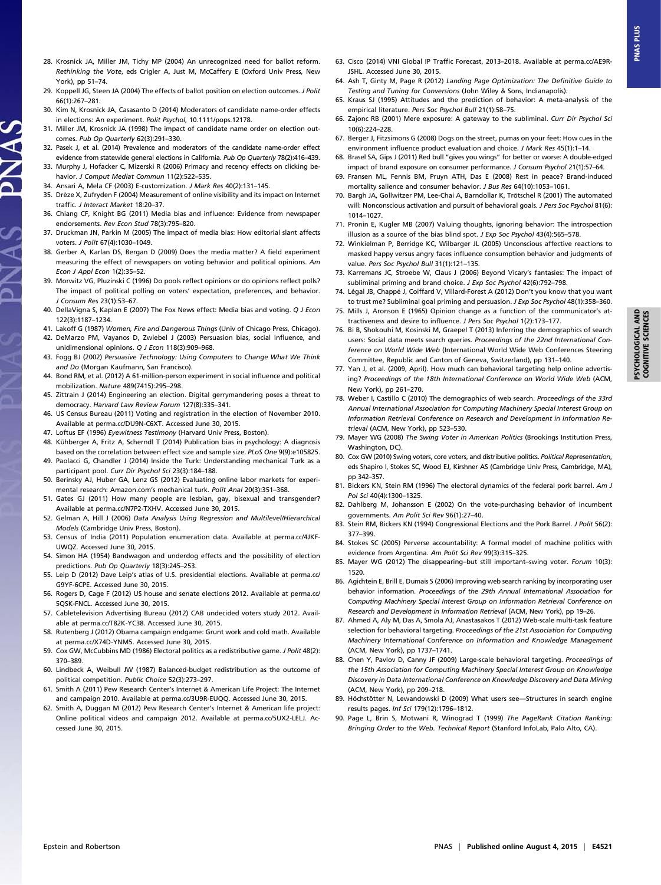28. Krosnick JA, Miller JM, Tichy MP (2004) An unrecognized need for ballot reform. *Rethinking the Vote*, eds Crigler A, Just M, McCaffery E (Oxford Univ Press, New York), pp 51–74.
29. Koppell JG, Steen JA (2004) The effects of ballot position on election outcomes. *J Polit* 66(1):267–281.
30. Kim N, Krosnick JA, Casasanto D (2014) Moderators of candidate name-order effects in elections: An experiment. *Polit Psychol*, 10.1111/pops.12178.
31. Miller JM, Krosnick JA (1998) The impact of candidate name order on election outcomes. *Pub Op Quarterly* 62(3):291–330.
32. Pasek J, et al. (2014) Prevalence and moderators of the candidate name-order effect evidence from statewide general elections in California. *Pub Op Quarterly* 78(2):416–439.
33. Murphy J, Hofacker C, Mizerski R (2006) Primacy and recency effects on clicking behavior. *J Comput Mediat Commun* 11(2):522–535.
34. Ansari A, Mela CF (2003) E-customization. *J Mark Res* 40(2):131–145.
35. Drèze X, Zufryden F (2004) Measurement of online visibility and its impact on Internet traffic. *J Interact Market* 18:20–37.
36. Chiang CF, Knight BG (2011) Media bias and influence: Evidence from newspaper endorsements. *Rev Econ Stud* 78(3):795–820.
37. Druckman JN, Parkin M (2005) The impact of media bias: How editorial slant affects voters. *J Polit* 67(4):1030–1049.
38. Gerber A, Karlan DS, Bergan D (2009) Does the media matter? A field experiment measuring the effect of newspapers on voting behavior and political opinions. *Am Econ J Appl Econ* 1(2):35–52.
39. Morwitz VG, Pluzinski C (1996) Do pools reflect opinions or do opinions reflect polls? The impact of political polling on voters' expectation, preferences, and behavior. *J Consum Res* 23(1):53–67.
40. DellaVigna S, Kaplan E (2007) The Fox News effect: Media bias and voting. *Q J Econ* 122(3):1187–1234.
41. Lakoff G (1987) *Women, Fire and Dangerous Things* (Univ of Chicago Press, Chicago).
42. DeMarzo PM, Vayanos D, Zwiebel J (2003) Persuasion bias, social influence, and unidimensional opinions. *Q J Econ* 118(3):909–968.
43. Fogg BJ (2002) *Persuasive Technology: Using Computers to Change What We Think and Do* (Morgan Kaufmann, San Francisco).
44. Bond RM, et al. (2012) A 61-million-person experiment in social influence and political mobilization. *Nature* 489(7415):295–298.
45. Zittrain J (2014) Engineering an election. Digital gerrymandering poses a threat to democracy. *Harvard Law Review Forum* 127(8):335–341.
46. US Census Bureau (2011) Voting and registration in the election of November 2010. Available at perma.cc/DU9N-C6XT. Accessed June 30, 2015.
47. Loftus EF (1996) *Eyewitness Testimony* (Harvard Univ Press, Boston).
48. Kühberger A, Fritz A, Scherndl T (2014) Publication bias in psychology: A diagnosis based on the correlation between effect size and sample size. *PLoS One* 9(9):e105825.
49. Paolacci G, Chandler J (2014) Inside the Turk: Understanding mechanical Turk as a participant pool. *Curr Dir Psychol Sci* 23(3):184–188.
50. Berinsky AJ, Huber GA, Lenz GS (2012) Evaluating online labor markets for experimental research: Amazon.com's mechanical turk. *Polit Anal* 20(3):351–368.
51. Gates GJ (2011) How many people are lesbian, gay, bisexual and transgender? Available at perma.cc/N7P2-TXHV. Accessed June 30, 2015.
52. Gelman A, Hill J (2006) *Data Analysis Using Regression and Multilevel/Hierarchical Models* (Cambridge Univ Press, Boston).
53. Census of India (2011) Population enumeration data. Available at perma.cc/4JKF-UWQZ. Accessed June 30, 2015.
54. Simon HA (1954) Bandwagon and underdog effects and the possibility of election predictions. *Pub Op Quarterly* 18(3):245–253.
55. Leip D (2012) Dave Leip's atlas of U.S. presidential elections. Available at perma.cc/G9YF-6CPE. Accessed June 30, 2015.
56. Rogers D, Cage F (2012) US house and senate elections 2012. Available at perma.cc/5QSK-FNCL. Accessed June 30, 2015.
57. Cabletelevision Advertising Bureau (2012) CAB undecided voters study 2012. Available at perma.cc/T82K-YC38. Accessed June 30, 2015.
58. Rutenberg J (2012) Obama campaign endgame: Grunt work and cold math. Available at perma.cc/X74D-YNM5. Accessed June 30, 2015.
59. Cox GW, McCubbins MD (1986) Electoral politics as a redistributive game. *J Polit* 48(2):370–389.
60. Lindbeck A, Weibull JW (1987) Balanced-budget redistribution as the outcome of political competition. *Public Choice* 52(3):273–297.
61. Smith A (2011) Pew Research Center's Internet & American Life Project: The Internet and campaign 2010. Available at perma.cc/3U9R-EUQQ. Accessed June 30, 2015.
62. Smith A, Duggan M (2012) Pew Research Center's Internet & American life project: Online political videos and campaign 2012. Available at perma.cc/5UX2-LELJ. Accessed June 30, 2015.
63. Cisco (2014) VNI Global IP Traffic Forecast, 2013–2018. Available at perma.cc/AE9R-JSHL. Accessed June 30, 2015.
64. Ash T, Ginty M, Page R (2012) *Landing Page Optimization: The Definitive Guide to Testing and Tuning for Conversions* (John Wiley & Sons, Indianapolis).
65. Kraus SJ (1995) Attitudes and the prediction of behavior: A meta-analysis of the empirical literature. *Pers Soc Psychol Bull* 21(1):58–75.
66. Zajonc RB (2001) Mere exposure: A gateway to the subliminal. *Curr Dir Psychol Sci* 10(6):224–228.
67. Berger J, Fitzsimons G (2008) Dogs on the street, pumas on your feet: How cues in the environment influence product evaluation and choice. *J Mark Res* 45(1):1–14.
68. Brasel SA, Gips J (2011) Red bull "gives you wings" for better or worse: A double-edged impact of brand exposure on consumer performance. *J Consum Psychol* 21(1):57–64.
69. Fransen ML, Fennis BM, Pruyn ATH, Das E (2008) Rest in peace? Brand-induced mortality salience and consumer behavior. *J Bus Res* 64(10):1053–1061.
70. Bargh JA, Gollwitzer PM, Lee-Chai A, Barndollar K, Trötschel R (2001) The automated will: Nonconscious activation and pursuit of behavioral goals. *J Pers Soc Psychol* 81(6):1014–1027.
71. Pronin E, Kugler MB (2007) Valuing thoughts, ignoring behavior: The introspection illusion as a source of the bias blind spot. *J Exp Soc Psychol* 43(4):565–578.
72. Winkielman P, Berridge KC, Wilbarger JL (2005) Unconscious affective reactions to masked happy versus angry faces influence consumption behavior and judgments of value. *Pers Soc Psychol Bull* 31(1):121–135.
73. Karremans JC, Stroebe W, Claus J (2006) Beyond Vicary's fantasies: The impact of subliminal priming and brand choice. *J Exp Soc Psychol* 42(6):792–798.
74. Légal JB, Chappé J, Coiffard V, Villard-Forest A (2012) Don't you know that you want to trust me? Subliminal goal priming and persuasion. *J Exp Soc Psychol* 48(1):358–360.
75. Mills J, Aronson E (1965) Opinion change as a function of the communicator's attractiveness and desire to influence. *J Pers Soc Psychol* 1(2):173–177.
76. Bi B, Shokouhi M, Kosinski M, Graepel T (2013) Inferring the demographics of search users: Social data meets search queries. *Proceedings of the 22nd International Conference on World Wide Web* (International World Wide Web Conferences Steering Committee, Republic and Canton of Geneva, Switzerland), pp 131–140.
77. Yan J, et al. (2009, April). How much can behavioral targeting help online advertising? *Proceedings of the 18th International Conference on World Wide Web* (ACM, New York), pp 261–270.
78. Weber I, Castillo C (2010) The demographics of web search. *Proceedings of the 33rd Annual International Association for Computing Machinery Special Interest Group on Information Retrieval Conference on Research and Development in Information Retrieval* (ACM, New York), pp 523–530.
79. Mayer WG (2008) *The Swing Voter in American Politics* (Brookings Institution Press, Washington, DC).
80. Cox GW (2010) Swing voters, core voters, and distributive politics. *Political Representation*, eds Shapiro I, Stokes SC, Wood EJ, Kirshner AS (Cambridge Univ Press, Cambridge, MA), pp 342–357.
81. Bickers KN, Stein RM (1996) The electoral dynamics of the federal pork barrel. *Am J Pol Sci* 40(4):1300–1325.
82. Dahlberg M, Johansson E (2002) On the vote-purchasing behavior of incumbent governments. *Am Polit Sci Rev* 96(1):27–40.
83. Stein RM, Bickers KN (1994) Congressional Elections and the Pork Barrel. *J Polit* 56(2):377–399.
84. Stokes SC (2005) Perverse accountability: A formal model of machine politics with evidence from Argentina. *Am Polit Sci Rev* 99(3):315–325.
85. Mayer WG (2012) The disappearing–but still important–swing voter. *Forum* 10(3):1520.
86. Agichtein E, Brill E, Dumais S (2006) Improving web search ranking by incorporating user behavior information. *Proceedings of the 29th Annual International Association for Computing Machinery Special Interest Group on Information Retrieval Conference on Research and Development in Information Retrieval* (ACM, New York), pp 19–26.
87. Ahmed A, Aly M, Das A, Smola AJ, Anastasakos T (2012) Web-scale multi-task feature selection for behavioral targeting. *Proceedings of the 21st Association for Computing Machinery International Conference on Information and Knowledge Management* (ACM, New York), pp 1737–1741.
88. Chen Y, Pavlov D, Canny JF (2009) Large-scale behavioral targeting. *Proceedings of the 15th Association for Computing Machinery Special Interest Group on Knowledge Discovery in Data International Conference on Knowledge Discovery and Data Mining* (ACM, New York), pp 209–218.
89. Höchstötter N, Lewandowski D (2009) What users see—Structures in search engine results pages. *Inf Sci* 179(12):1796–1812.
90. Page L, Brin S, Motwani R, Winograd T (1999) *The PageRank Citation Ranking: Bringing Order to the Web. Technical Report* (Stanford InfoLab, Palo Alto, CA).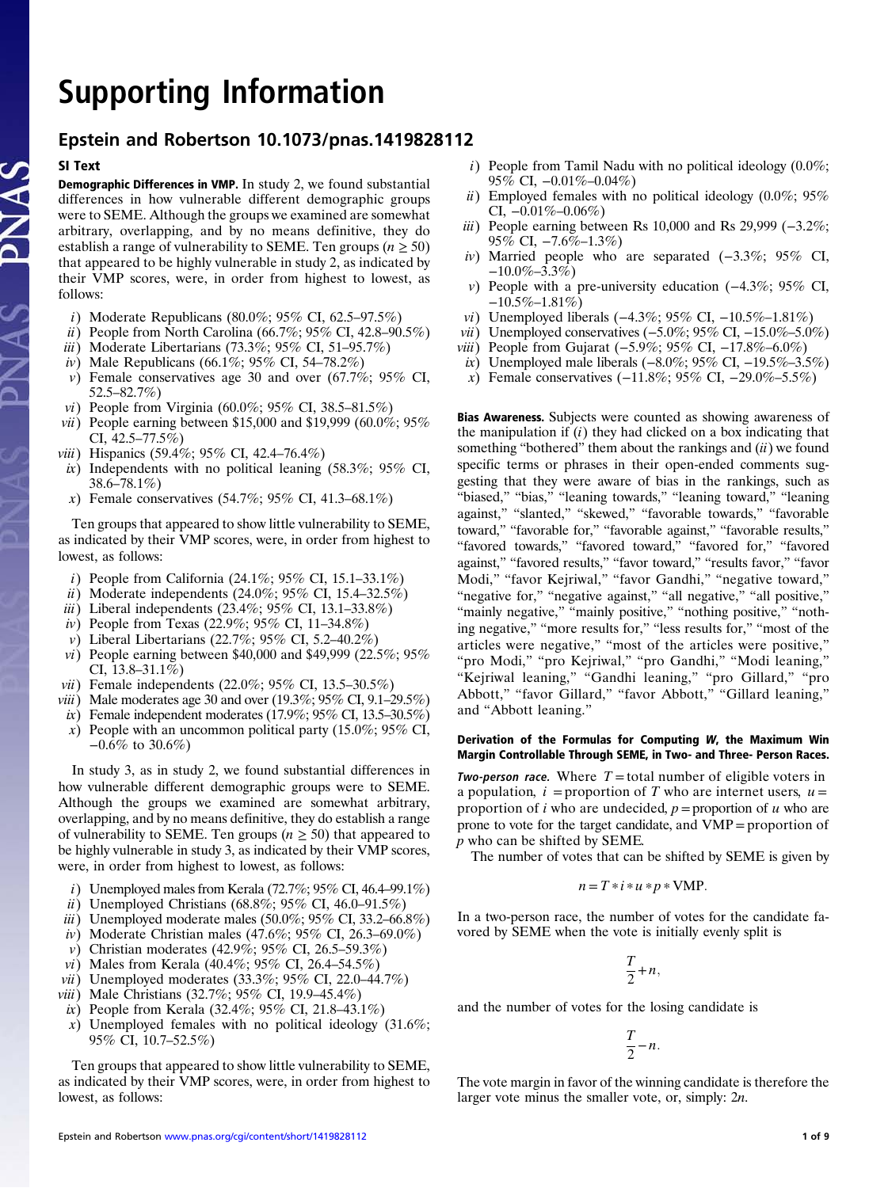# Supporting Information

## Epstein and Robertson 10.1073/pnas.1419828112

### SI Text

**Demographic Differences in VMP.** In study 2, we found substantial differences in how vulnerable different demographic groups were to SEME. Although the groups we examined are somewhat arbitrary, overlapping, and by no means definitive, they do establish a range of vulnerability to SEME. Ten groups ($n \geq 50$) that appeared to be highly vulnerable in study 2, as indicated by their VMP scores, were, in order from highest to lowest, as follows:

*i*) Moderate Republicans (80.0%; 95% CI, 62.5–97.5%)
*ii*) People from North Carolina (66.7%; 95% CI, 42.8–90.5%)
*iii*) Moderate Libertarians (73.3%; 95% CI, 51–95.7%)
*iv*) Male Republicans (66.1%; 95% CI, 54–78.2%)
*v*) Female conservatives age 30 and over (67.7%; 95% CI, 52.5–82.7%)
*vi*) People from Virginia (60.0%; 95% CI, 38.5–81.5%)
*vii*) People earning between $15,000 and $19,999 (60.0%; 95% CI, 42.5–77.5%)
*viii*) Hispanics (59.4%; 95% CI, 42.4–76.4%)
*ix*) Independents with no political leaning (58.3%; 95% CI, 38.6–78.1%)
*x*) Female conservatives (54.7%; 95% CI, 41.3–68.1%)

Ten groups that appeared to show little vulnerability to SEME, as indicated by their VMP scores, were, in order from highest to lowest, as follows:

*i*) People from California (24.1%; 95% CI, 15.1–33.1%)
*ii*) Moderate independents (24.0%; 95% CI, 15.4–32.5%)
*iii*) Liberal independents (23.4%; 95% CI, 13.1–33.8%)
*iv*) People from Texas (22.9%; 95% CI, 11–34.8%)
*v*) Liberal Libertarians (22.7%; 95% CI, 5.2–40.2%)
*vi*) People earning between $40,000 and $49,999 (22.5%; 95% CI, 13.8–31.1%)
*vii*) Female independents (22.0%; 95% CI, 13.5–30.5%)
*viii*) Male moderates age 30 and over (19.3%; 95% CI, 9.1–29.5%)
*ix*) Female independent moderates (17.9%; 95% CI, 13.5–30.5%)
*x*) People with an uncommon political party (15.0%; 95% CI, −0.6% to 30.6%)

In study 3, as in study 2, we found substantial differences in how vulnerable different demographic groups were to SEME. Although the groups we examined are somewhat arbitrary, overlapping, and by no means definitive, they do establish a range of vulnerability to SEME. Ten groups ($n \geq 50$) that appeared to be highly vulnerable in study 3, as indicated by their VMP scores, were, in order from highest to lowest, as follows:

*i*) Unemployed males from Kerala (72.7%; 95% CI, 46.4–99.1%)
*ii*) Unemployed Christians (68.8%; 95% CI, 46.0–91.5%)
*iii*) Unemployed moderate males (50.0%; 95% CI, 33.2–66.8%)
*iv*) Moderate Christian males (47.6%; 95% CI, 26.3–69.0%)
*v*) Christian moderates (42.9%; 95% CI, 26.5–59.3%)
*vi*) Males from Kerala (40.4%; 95% CI, 26.4–54.5%)
*vii*) Unemployed moderates (33.3%; 95% CI, 22.0–44.7%)
*viii*) Male Christians (32.7%; 95% CI, 19.9–45.4%)
*ix*) People from Kerala (32.4%; 95% CI, 21.8–43.1%)
*x*) Unemployed females with no political ideology (31.6%; 95% CI, 10.7–52.5%)

Ten groups that appeared to show little vulnerability to SEME, as indicated by their VMP scores, were, in order from highest to lowest, as follows:

*i*) People from Tamil Nadu with no political ideology (0.0%; 95% CI, −0.01%–0.04%)
*ii*) Employed females with no political ideology (0.0%; 95% CI, −0.01%–0.06%)
*iii*) People earning between Rs 10,000 and Rs 29,999 (−3.2%; 95% CI, −7.6%–1.3%)
*iv*) Married people who are separated (−3.3%; 95% CI, −10.0%–3.3%)
*v*) People with a pre-university education (−4.3%; 95% CI, −10.5%–1.81%)
*vi*) Unemployed liberals (−4.3%; 95% CI, −10.5%–1.81%)
*vii*) Unemployed conservatives (−5.0%; 95% CI, −15.0%–5.0%)
*viii*) People from Gujarat (−5.9%; 95% CI, −17.8%–6.0%)
*ix*) Unemployed male liberals (−8.0%; 95% CI, −19.5%–3.5%)
*x*) Female conservatives (−11.8%; 95% CI, −29.0%–5.5%)

**Bias Awareness.** Subjects were counted as showing awareness of the manipulation if (*i*) they had clicked on a box indicating that something "bothered" them about the rankings and (*ii*) we found specific terms or phrases in their open-ended comments suggesting that they were aware of bias in the rankings, such as "biased," "bias," "leaning towards," "leaning toward," "leaning against," "slanted," "skewed," "favorable towards," "favorable toward," "favorable for," "favorable against," "favorable results," "favored towards," "favored toward," "favored for," "favored against," "favored results," "favor toward," "results favor," "favor Modi," "favor Kejriwal," "favor Gandhi," "negative toward," "negative for," "negative against," "all negative," "all positive," "mainly negative," "mainly positive," "nothing positive," "nothing negative," "more results for," "less results for," "most of the articles were negative," "most of the articles were positive," "pro Modi," "pro Kejriwal," "pro Gandhi," "Modi leaning," "Kejriwal leaning," "Gandhi leaning," "pro Gillard," "pro Abbott," "favor Gillard," "favor Abbott," "Gillard leaning," and "Abbott leaning."

**Derivation of the Formulas for Computing *W*, the Maximum Win Margin Controllable Through SEME, in Two- and Three- Person Races.**

***Two-person race.*** Where $T$ = total number of eligible voters in a population, $i$ = proportion of $T$ who are internet users, $u$ = proportion of $i$ who are undecided, $p$ = proportion of $u$ who are prone to vote for the target candidate, and VMP = proportion of $p$ who can be shifted by SEME.

The number of votes that can be shifted by SEME is given by

$$n = T * i * u * p * \text{VMP}.$$

In a two-person race, the number of votes for the candidate favored by SEME when the vote is initially evenly split is

$$\frac{T}{2} + n,$$

and the number of votes for the losing candidate is

$$\frac{T}{2} - n.$$

The vote margin in favor of the winning candidate is therefore the larger vote minus the smaller vote, or, simply: $2n$.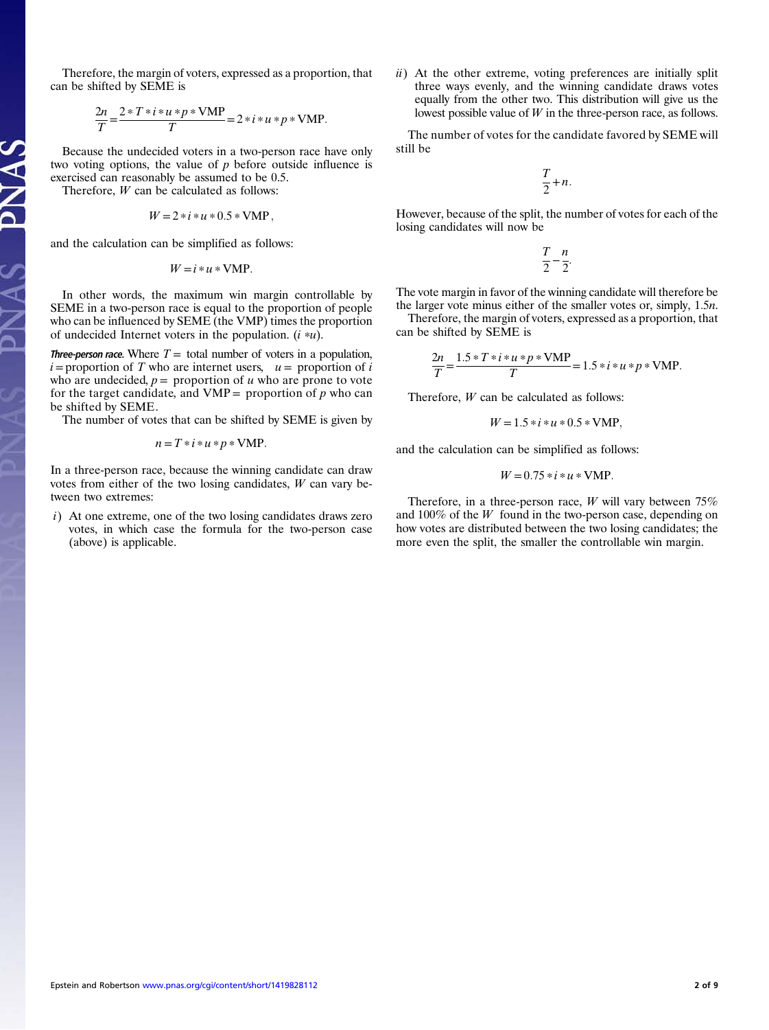Therefore, the margin of voters, expressed as a proportion, that can be shifted by SEME is

$$\frac{2n}{T} = \frac{2 * T * i * u * p * \text{VMP}}{T} = 2 * i * u * p * \text{VMP}.$$

Because the undecided voters in a two-person race have only two voting options, the value of $p$ before outside influence is exercised can reasonably be assumed to be 0.5.

Therefore, $W$ can be calculated as follows:

$$W = 2 * i * u * 0.5 * \text{VMP},$$

and the calculation can be simplified as follows:

$$W = i * u * \text{VMP}.$$

In other words, the maximum win margin controllable by SEME in a two-person race is equal to the proportion of people who can be influenced by SEME (the VMP) times the proportion of undecided Internet voters in the population. ($i * u$).

***Three-person race.*** Where $T =$ total number of voters in a population, $i =$ proportion of $T$ who are internet users, $u =$ proportion of $i$ who are undecided, $p =$ proportion of $u$ who are prone to vote for the target candidate, and VMP = proportion of $p$ who can be shifted by SEME.

The number of votes that can be shifted by SEME is given by

$$n = T * i * u * p * \text{VMP}.$$

In a three-person race, because the winning candidate can draw votes from either of the two losing candidates, $W$ can vary between two extremes:

*i*) At one extreme, one of the two losing candidates draws zero votes, in which case the formula for the two-person case (above) is applicable.

*ii*) At the other extreme, voting preferences are initially split three ways evenly, and the winning candidate draws votes equally from the other two. This distribution will give us the lowest possible value of $W$ in the three-person race, as follows.

The number of votes for the candidate favored by SEME will still be

$$\frac{T}{2} + n.$$

However, because of the split, the number of votes for each of the losing candidates will now be

$$\frac{T}{2} - \frac{n}{2}.$$

The vote margin in favor of the winning candidate will therefore be the larger vote minus either of the smaller votes or, simply, $1.5n$.

Therefore, the margin of voters, expressed as a proportion, that can be shifted by SEME is

$$\frac{2n}{T} = \frac{1.5 * T * i * u * p * \text{VMP}}{T} = 1.5 * i * u * p * \text{VMP}.$$

Therefore, $W$ can be calculated as follows:

$$W = 1.5 * i * u * 0.5 * \text{VMP},$$

and the calculation can be simplified as follows:

$$W = 0.75 * i * u * \text{VMP}.$$

Therefore, in a three-person race, $W$ will vary between 75% and 100% of the $W$ found in the two-person case, depending on how votes are distributed between the two losing candidates; the more even the split, the smaller the controllable win margin.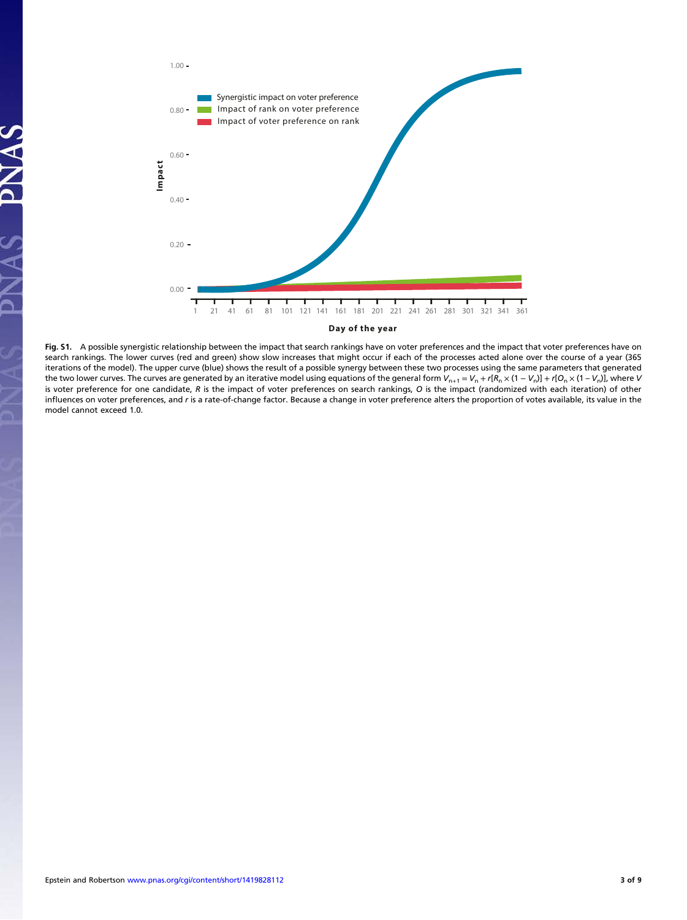**Fig. S1.** A possible synergistic relationship between the impact that search rankings have on voter preferences and the impact that voter preferences have on search rankings. The lower curves (red and green) show slow increases that might occur if each of the processes acted alone over the course of a year (365 iterations of the model). The upper curve (blue) shows the result of a possible synergy between these two processes using the same parameters that generated the two lower curves. The curves are generated by an iterative model using equations of the general form $V_{n+1} = V_n + r[R_n \times (1 - V_n)] + r[O_n \times (1 - V_n)]$, where $V$ is voter preference for one candidate, $R$ is the impact of voter preferences on search rankings, $O$ is the impact (randomized with each iteration) of other influences on voter preferences, and $r$ is a rate-of-change factor. Because a change in voter preference alters the proportion of votes available, its value in the model cannot exceed 1.0.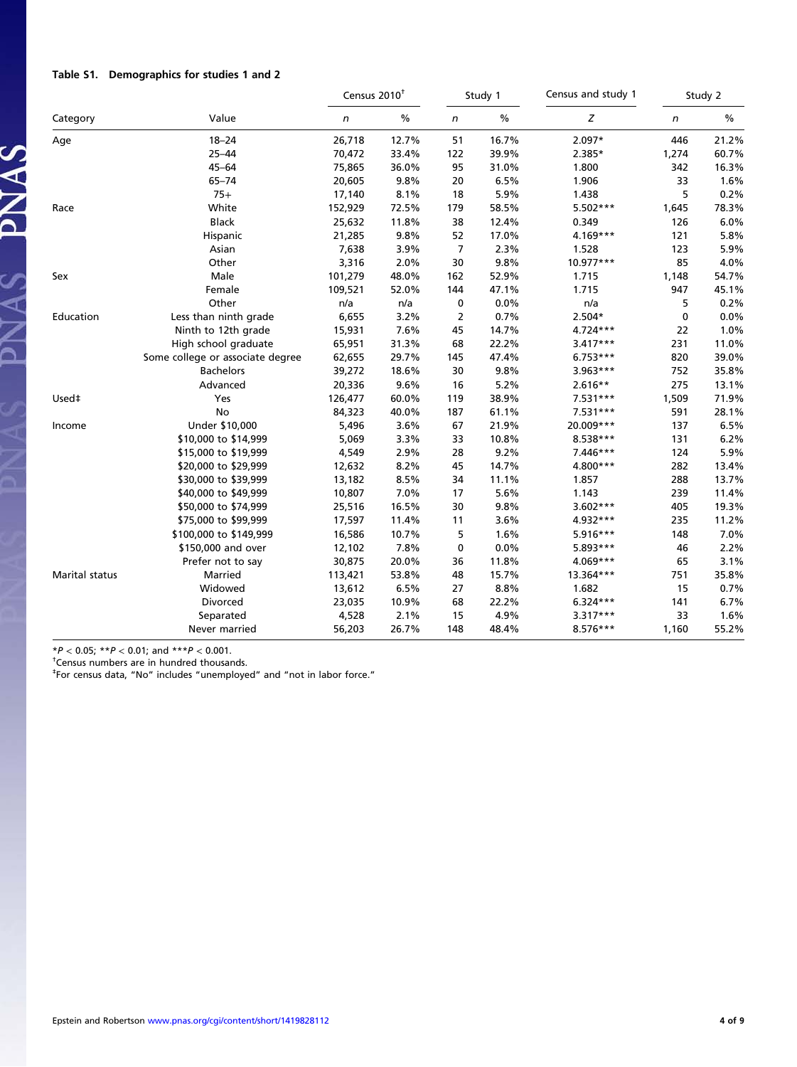**Table S1. Demographics for studies 1 and 2**

| Category | Value | Census 2010[†] | | Study 1 | | Census and study 1 | Study 2 | |
|---|---|---|---|---|---|---|---|---|
| | | *n* | % | *n* | % | *Z* | *n* | % |
| Age | 18–24 | 26,718 | 12.7% | 51 | 16.7% | 2.097* | 446 | 21.2% |
| | 25–44 | 70,472 | 33.4% | 122 | 39.9% | 2.385* | 1,274 | 60.7% |
| | 45–64 | 75,865 | 36.0% | 95 | 31.0% | 1.800 | 342 | 16.3% |
| | 65–74 | 20,605 | 9.8% | 20 | 6.5% | 1.906 | 33 | 1.6% |
| | 75+ | 17,140 | 8.1% | 18 | 5.9% | 1.438 | 5 | 0.2% |
| Race | White | 152,929 | 72.5% | 179 | 58.5% | 5.502*** | 1,645 | 78.3% |
| | Black | 25,632 | 11.8% | 38 | 12.4% | 0.349 | 126 | 6.0% |
| | Hispanic | 21,285 | 9.8% | 52 | 17.0% | 4.169*** | 121 | 5.8% |
| | Asian | 7,638 | 3.9% | 7 | 2.3% | 1.528 | 123 | 5.9% |
| | Other | 3,316 | 2.0% | 30 | 9.8% | 10.977*** | 85 | 4.0% |
| Sex | Male | 101,279 | 48.0% | 162 | 52.9% | 1.715 | 1,148 | 54.7% |
| | Female | 109,521 | 52.0% | 144 | 47.1% | 1.715 | 947 | 45.1% |
| | Other | n/a | n/a | 0 | 0.0% | n/a | 5 | 0.2% |
| Education | Less than ninth grade | 6,655 | 3.2% | 2 | 0.7% | 2.504* | 0 | 0.0% |
| | Ninth to 12th grade | 15,931 | 7.6% | 45 | 14.7% | 4.724*** | 22 | 1.0% |
| | High school graduate | 65,951 | 31.3% | 68 | 22.2% | 3.417*** | 231 | 11.0% |
| | Some college or associate degree | 62,655 | 29.7% | 145 | 47.4% | 6.753*** | 820 | 39.0% |
| | Bachelors | 39,272 | 18.6% | 30 | 9.8% | 3.963*** | 752 | 35.8% |
| | Advanced | 20,336 | 9.6% | 16 | 5.2% | 2.616** | 275 | 13.1% |
| Used[‡] | Yes | 126,477 | 60.0% | 119 | 38.9% | 7.531*** | 1,509 | 71.9% |
| | No | 84,323 | 40.0% | 187 | 61.1% | 7.531*** | 591 | 28.1% |
| Income | Under $10,000 | 5,496 | 3.6% | 67 | 21.9% | 20.009*** | 137 | 6.5% |
| | $10,000 to $14,999 | 5,069 | 3.3% | 33 | 10.8% | 8.538*** | 131 | 6.2% |
| | $15,000 to $19,999 | 4,549 | 2.9% | 28 | 9.2% | 7.446*** | 124 | 5.9% |
| | $20,000 to $29,999 | 12,632 | 8.2% | 45 | 14.7% | 4.800*** | 282 | 13.4% |
| | $30,000 to $39,999 | 13,182 | 8.5% | 34 | 11.1% | 1.857 | 288 | 13.7% |
| | $40,000 to $49,999 | 10,807 | 7.0% | 17 | 5.6% | 1.143 | 239 | 11.4% |
| | $50,000 to $74,999 | 25,516 | 16.5% | 30 | 9.8% | 3.602*** | 405 | 19.3% |
| | $75,000 to $99,999 | 17,597 | 11.4% | 11 | 3.6% | 4.932*** | 235 | 11.2% |
| | $100,000 to $149,999 | 16,586 | 10.7% | 5 | 1.6% | 5.916*** | 148 | 7.0% |
| | $150,000 and over | 12,102 | 7.8% | 0 | 0.0% | 5.893*** | 46 | 2.2% |
| | Prefer not to say | 30,875 | 20.0% | 36 | 11.8% | 4.069*** | 65 | 3.1% |
| Marital status | Married | 113,421 | 53.8% | 48 | 15.7% | 13.364*** | 751 | 35.8% |
| | Widowed | 13,612 | 6.5% | 27 | 8.8% | 1.682 | 15 | 0.7% |
| | Divorced | 23,035 | 10.9% | 68 | 22.2% | 6.324*** | 141 | 6.7% |
| | Separated | 4,528 | 2.1% | 15 | 4.9% | 3.317*** | 33 | 1.6% |
| | Never married | 56,203 | 26.7% | 148 | 48.4% | 8.576*** | 1,160 | 55.2% |

*$P < 0.05$; **$P < 0.01$; and ***$P < 0.001$.

[†]Census numbers are in hundred thousands.

[‡]For census data, "No" includes "unemployed" and "not in labor force."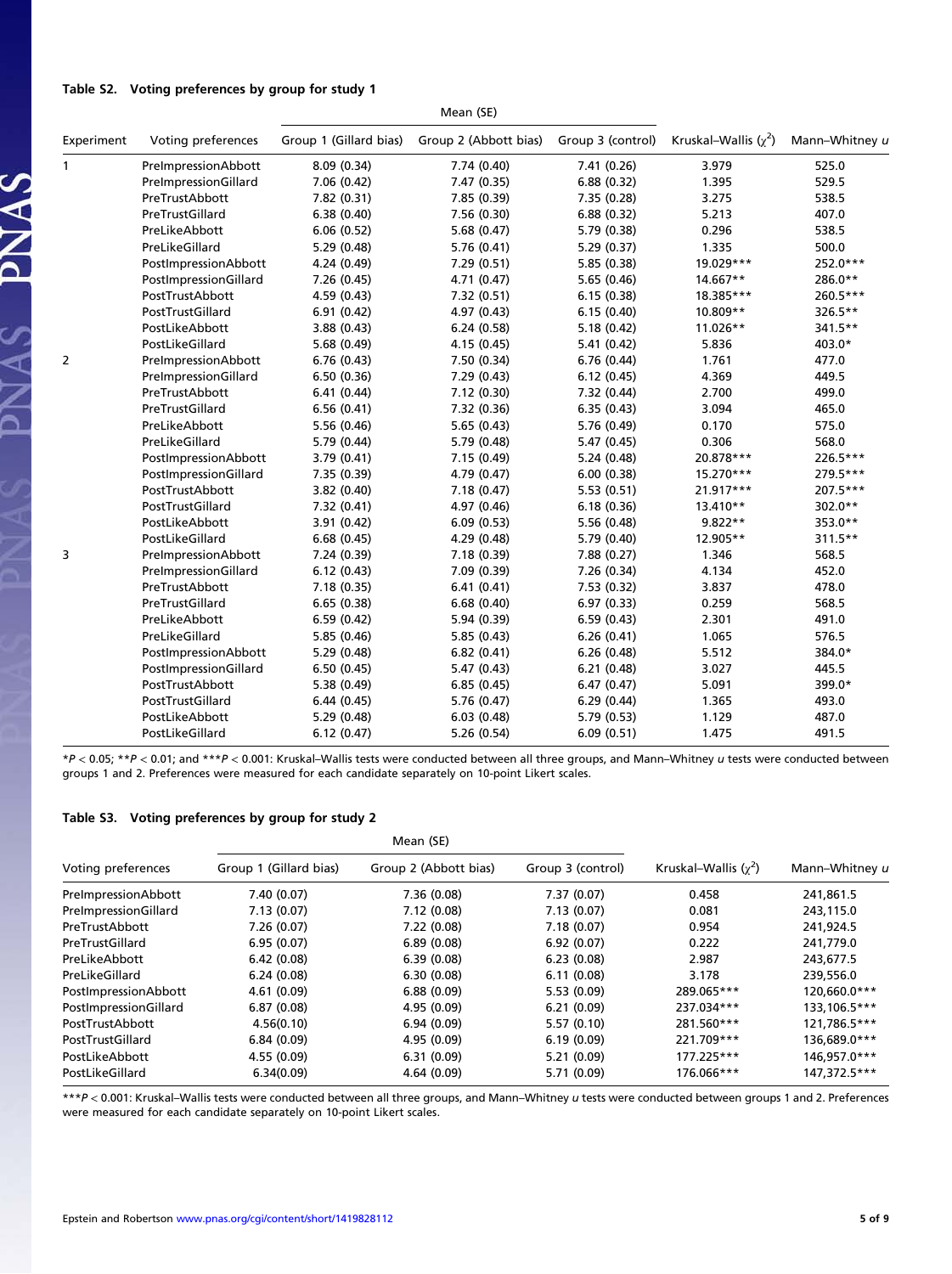**Table S2. Voting preferences by group for study 1**

| Experiment | Voting preferences | Mean (SE) | | | Kruskal–Wallis ($\chi^2$) | Mann–Whitney *u* |
|---|---|---|---|---|---|---|
| | | Group 1 (Gillard bias) | Group 2 (Abbott bias) | Group 3 (control) | | |
| 1 | PreImpressionAbbott | 8.09 (0.34) | 7.74 (0.40) | 7.41 (0.26) | 3.979 | 525.0 |
| | PreImpressionGillard | 7.06 (0.42) | 7.47 (0.35) | 6.88 (0.32) | 1.395 | 529.5 |
| | PreTrustAbbott | 7.82 (0.31) | 7.85 (0.39) | 7.35 (0.28) | 3.275 | 538.5 |
| | PreTrustGillard | 6.38 (0.40) | 7.56 (0.30) | 6.88 (0.32) | 5.213 | 407.0 |
| | PreLikeAbbott | 6.06 (0.52) | 5.68 (0.47) | 5.79 (0.38) | 0.296 | 538.5 |
| | PreLikeGillard | 5.29 (0.48) | 5.76 (0.41) | 5.29 (0.37) | 1.335 | 500.0 |
| | PostImpressionAbbott | 4.24 (0.49) | 7.29 (0.51) | 5.85 (0.38) | 19.029*** | 252.0*** |
| | PostImpressionGillard | 7.26 (0.45) | 4.71 (0.47) | 5.65 (0.46) | 14.667** | 286.0** |
| | PostTrustAbbott | 4.59 (0.43) | 7.32 (0.51) | 6.15 (0.38) | 18.385*** | 260.5*** |
| | PostTrustGillard | 6.91 (0.42) | 4.97 (0.43) | 6.15 (0.40) | 10.809** | 326.5** |
| | PostLikeAbbott | 3.88 (0.43) | 6.24 (0.58) | 5.18 (0.42) | 11.026** | 341.5** |
| | PostLikeGillard | 5.68 (0.49) | 4.15 (0.45) | 5.41 (0.42) | 5.836 | 403.0* |
| 2 | PreImpressionAbbott | 6.76 (0.43) | 7.50 (0.34) | 6.76 (0.44) | 1.761 | 477.0 |
| | PreImpressionGillard | 6.50 (0.36) | 7.29 (0.43) | 6.12 (0.45) | 4.369 | 449.5 |
| | PreTrustAbbott | 6.41 (0.44) | 7.12 (0.30) | 7.32 (0.44) | 2.700 | 499.0 |
| | PreTrustGillard | 6.56 (0.41) | 7.32 (0.36) | 6.35 (0.43) | 3.094 | 465.0 |
| | PreLikeAbbott | 5.56 (0.46) | 5.65 (0.43) | 5.76 (0.49) | 0.170 | 575.0 |
| | PreLikeGillard | 5.79 (0.44) | 5.79 (0.48) | 5.47 (0.45) | 0.306 | 568.0 |
| | PostImpressionAbbott | 3.79 (0.41) | 7.15 (0.49) | 5.24 (0.48) | 20.878*** | 226.5*** |
| | PostImpressionGillard | 7.35 (0.39) | 4.79 (0.47) | 6.00 (0.38) | 15.270*** | 279.5*** |
| | PostTrustAbbott | 3.82 (0.40) | 7.18 (0.47) | 5.53 (0.51) | 21.917*** | 207.5*** |
| | PostTrustGillard | 7.32 (0.41) | 4.97 (0.46) | 6.18 (0.36) | 13.410** | 302.0** |
| | PostLikeAbbott | 3.91 (0.42) | 6.09 (0.53) | 5.56 (0.48) | 9.822** | 353.0** |
| | PostLikeGillard | 6.68 (0.45) | 4.29 (0.48) | 5.79 (0.40) | 12.905** | 311.5** |
| 3 | PreImpressionAbbott | 7.24 (0.39) | 7.18 (0.39) | 7.88 (0.27) | 1.346 | 568.5 |
| | PreImpressionGillard | 6.12 (0.43) | 7.09 (0.39) | 7.26 (0.34) | 4.134 | 452.0 |
| | PreTrustAbbott | 7.18 (0.35) | 6.41 (0.41) | 7.53 (0.32) | 3.837 | 478.0 |
| | PreTrustGillard | 6.65 (0.38) | 6.68 (0.40) | 6.97 (0.33) | 0.259 | 568.5 |
| | PreLikeAbbott | 6.59 (0.42) | 5.94 (0.39) | 6.59 (0.43) | 2.301 | 491.0 |
| | PreLikeGillard | 5.85 (0.46) | 5.85 (0.43) | 6.26 (0.41) | 1.065 | 576.5 |
| | PostImpressionAbbott | 5.29 (0.48) | 6.82 (0.41) | 6.26 (0.48) | 5.512 | 384.0* |
| | PostImpressionGillard | 6.50 (0.45) | 5.47 (0.43) | 6.21 (0.48) | 3.027 | 445.5 |
| | PostTrustAbbott | 5.38 (0.49) | 6.85 (0.45) | 6.47 (0.47) | 5.091 | 399.0* |
| | PostTrustGillard | 6.44 (0.45) | 5.76 (0.47) | 6.29 (0.44) | 1.365 | 493.0 |
| | PostLikeAbbott | 5.29 (0.48) | 6.03 (0.48) | 5.79 (0.53) | 1.129 | 487.0 |
| | PostLikeGillard | 6.12 (0.47) | 5.26 (0.54) | 6.09 (0.51) | 1.475 | 491.5 |

*$P < 0.05$; **$P < 0.01$; and ***$P < 0.001$: Kruskal–Wallis tests were conducted between all three groups, and Mann–Whitney *u* tests were conducted between groups 1 and 2. Preferences were measured for each candidate separately on 10-point Likert scales.

**Table S3. Voting preferences by group for study 2**

| Voting preferences | Mean (SE) | | | Kruskal–Wallis ($\chi^2$) | Mann–Whitney *u* |
|---|---|---|---|---|---|
| | Group 1 (Gillard bias) | Group 2 (Abbott bias) | Group 3 (control) | | |
| PreImpressionAbbott | 7.40 (0.07) | 7.36 (0.08) | 7.37 (0.07) | 0.458 | 241,861.5 |
| PreImpressionGillard | 7.13 (0.07) | 7.12 (0.08) | 7.13 (0.07) | 0.081 | 243,115.0 |
| PreTrustAbbott | 7.26 (0.07) | 7.22 (0.08) | 7.18 (0.07) | 0.954 | 241,924.5 |
| PreTrustGillard | 6.95 (0.07) | 6.89 (0.08) | 6.92 (0.07) | 0.222 | 241,779.0 |
| PreLikeAbbott | 6.42 (0.08) | 6.39 (0.08) | 6.23 (0.08) | 2.987 | 243,677.5 |
| PreLikeGillard | 6.24 (0.08) | 6.30 (0.08) | 6.11 (0.08) | 3.178 | 239,556.0 |
| PostImpressionAbbott | 4.61 (0.09) | 6.88 (0.09) | 5.53 (0.09) | 289.065*** | 120,660.0*** |
| PostImpressionGillard | 6.87 (0.08) | 4.95 (0.09) | 6.21 (0.09) | 237.034*** | 133,106.5*** |
| PostTrustAbbott | 4.56(0.10) | 6.94 (0.09) | 5.57 (0.10) | 281.560*** | 121,786.5*** |
| PostTrustGillard | 6.84 (0.09) | 4.95 (0.09) | 6.19 (0.09) | 221.709*** | 136,689.0*** |
| PostLikeAbbott | 4.55 (0.09) | 6.31 (0.09) | 5.21 (0.09) | 177.225*** | 146,957.0*** |
| PostLikeGillard | 6.34(0.09) | 4.64 (0.09) | 5.71 (0.09) | 176.066*** | 147,372.5*** |

***$P < 0.001$: Kruskal–Wallis tests were conducted between all three groups, and Mann–Whitney *u* tests were conducted between groups 1 and 2. Preferences were measured for each candidate separately on 10-point Likert scales.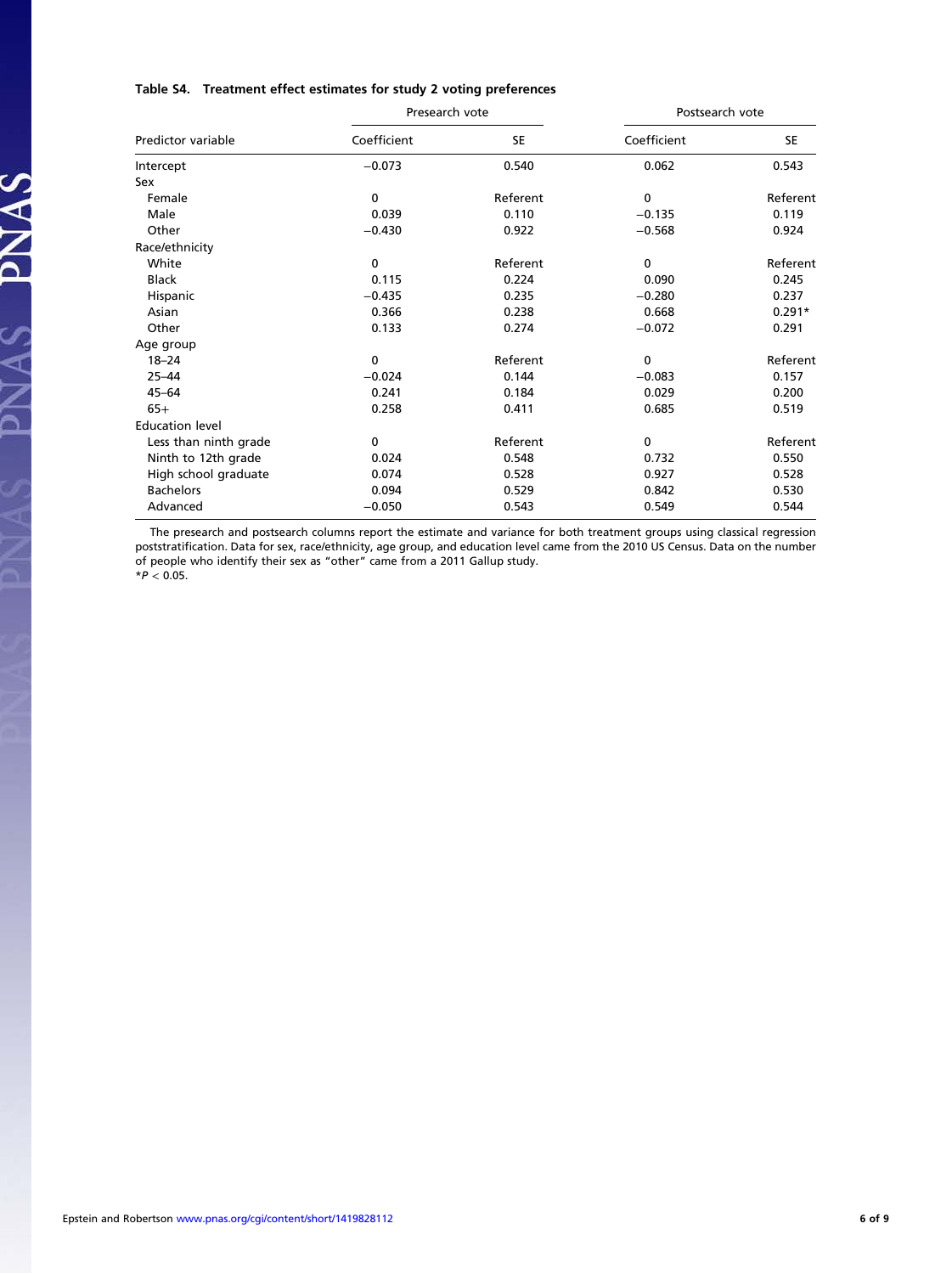**Table S4. Treatment effect estimates for study 2 voting preferences**

| Predictor variable | Presearch vote | | Postsearch vote | |
|---|---|---|---|---|
| | Coefficient | SE | Coefficient | SE |
| Intercept | −0.073 | 0.540 | 0.062 | 0.543 |
| Sex | | | | |
| Female | 0 | Referent | 0 | Referent |
| Male | 0.039 | 0.110 | −0.135 | 0.119 |
| Other | −0.430 | 0.922 | −0.568 | 0.924 |
| Race/ethnicity | | | | |
| White | 0 | Referent | 0 | Referent |
| Black | 0.115 | 0.224 | 0.090 | 0.245 |
| Hispanic | −0.435 | 0.235 | −0.280 | 0.237 |
| Asian | 0.366 | 0.238 | 0.668 | 0.291* |
| Other | 0.133 | 0.274 | −0.072 | 0.291 |
| Age group | | | | |
| 18–24 | 0 | Referent | 0 | Referent |
| 25–44 | −0.024 | 0.144 | −0.083 | 0.157 |
| 45–64 | 0.241 | 0.184 | 0.029 | 0.200 |
| 65+ | 0.258 | 0.411 | 0.685 | 0.519 |
| Education level | | | | |
| Less than ninth grade | 0 | Referent | 0 | Referent |
| Ninth to 12th grade | 0.024 | 0.548 | 0.732 | 0.550 |
| High school graduate | 0.074 | 0.528 | 0.927 | 0.528 |
| Bachelors | 0.094 | 0.529 | 0.842 | 0.530 |
| Advanced | −0.050 | 0.543 | 0.549 | 0.544 |

The presearch and postsearch columns report the estimate and variance for both treatment groups using classical regression poststratification. Data for sex, race/ethnicity, age group, and education level came from the 2010 US Census. Data on the number of people who identify their sex as "other" came from a 2011 Gallup study.

*$P < 0.05$.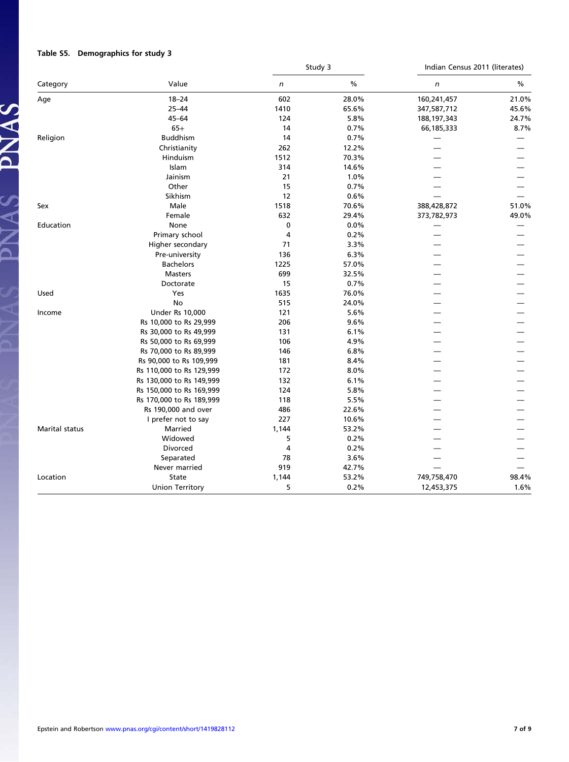**Table S5. Demographics for study 3**

| Category | Value | Study 3 | | Indian Census 2011 (literates) | |
|---|---|---|---|---|---|
| | | *n* | % | *n* | % |
| Age | 18–24 | 602 | 28.0% | 160,241,457 | 21.0% |
| | 25–44 | 1410 | 65.6% | 347,587,712 | 45.6% |
| | 45–64 | 124 | 5.8% | 188,197,343 | 24.7% |
| | 65+ | 14 | 0.7% | 66,185,333 | 8.7% |
| Religion | Buddhism | 14 | 0.7% | — | — |
| | Christianity | 262 | 12.2% | — | — |
| | Hinduism | 1512 | 70.3% | — | — |
| | Islam | 314 | 14.6% | — | — |
| | Jainism | 21 | 1.0% | — | — |
| | Other | 15 | 0.7% | — | — |
| | Sikhism | 12 | 0.6% | — | — |
| Sex | Male | 1518 | 70.6% | 388,428,872 | 51.0% |
| | Female | 632 | 29.4% | 373,782,973 | 49.0% |
| Education | None | 0 | 0.0% | — | — |
| | Primary school | 4 | 0.2% | — | — |
| | Higher secondary | 71 | 3.3% | — | — |
| | Pre-university | 136 | 6.3% | — | — |
| | Bachelors | 1225 | 57.0% | — | — |
| | Masters | 699 | 32.5% | — | — |
| | Doctorate | 15 | 0.7% | — | — |
| Used | Yes | 1635 | 76.0% | — | — |
| | No | 515 | 24.0% | — | — |
| Income | Under Rs 10,000 | 121 | 5.6% | — | — |
| | Rs 10,000 to Rs 29,999 | 206 | 9.6% | — | — |
| | Rs 30,000 to Rs 49,999 | 131 | 6.1% | — | — |
| | Rs 50,000 to Rs 69,999 | 106 | 4.9% | — | — |
| | Rs 70,000 to Rs 89,999 | 146 | 6.8% | — | — |
| | Rs 90,000 to Rs 109,999 | 181 | 8.4% | — | — |
| | Rs 110,000 to Rs 129,999 | 172 | 8.0% | — | — |
| | Rs 130,000 to Rs 149,999 | 132 | 6.1% | — | — |
| | Rs 150,000 to Rs 169,999 | 124 | 5.8% | — | — |
| | Rs 170,000 to Rs 189,999 | 118 | 5.5% | — | — |
| | Rs 190,000 and over | 486 | 22.6% | — | — |
| | I prefer not to say | 227 | 10.6% | — | — |
| Marital status | Married | 1,144 | 53.2% | — | — |
| | Widowed | 5 | 0.2% | — | — |
| | Divorced | 4 | 0.2% | — | — |
| | Separated | 78 | 3.6% | — | — |
| | Never married | 919 | 42.7% | — | — |
| Location | State | 1,144 | 53.2% | 749,758,470 | 98.4% |
| | Union Territory | 5 | 0.2% | 12,453,375 | 1.6% |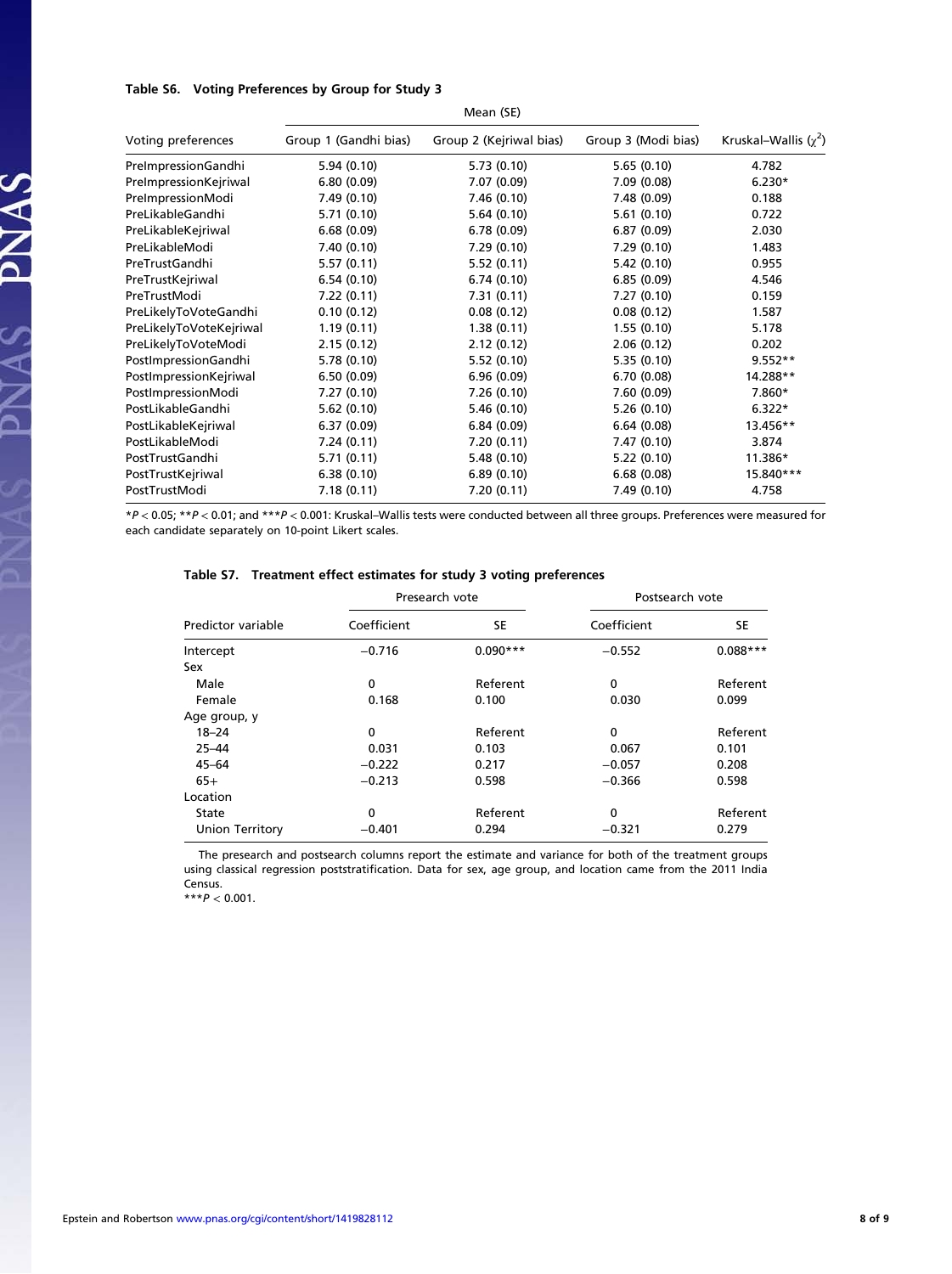**Table S6. Voting Preferences by Group for Study 3**

| Voting preferences | Mean (SE) Group 1 (Gandhi bias) | Group 2 (Kejriwal bias) | Group 3 (Modi bias) | Kruskal–Wallis ($\chi^2$) |
|---|---|---|---|---|
| PreImpressionGandhi | 5.94 (0.10) | 5.73 (0.10) | 5.65 (0.10) | 4.782 |
| PreImpressionKejriwal | 6.80 (0.09) | 7.07 (0.09) | 7.09 (0.08) | 6.230* |
| PreImpressionModi | 7.49 (0.10) | 7.46 (0.10) | 7.48 (0.09) | 0.188 |
| PreLikableGandhi | 5.71 (0.10) | 5.64 (0.10) | 5.61 (0.10) | 0.722 |
| PreLikableKejriwal | 6.68 (0.09) | 6.78 (0.09) | 6.87 (0.09) | 2.030 |
| PreLikableModi | 7.40 (0.10) | 7.29 (0.10) | 7.29 (0.10) | 1.483 |
| PreTrustGandhi | 5.57 (0.11) | 5.52 (0.11) | 5.42 (0.10) | 0.955 |
| PreTrustKejriwal | 6.54 (0.10) | 6.74 (0.10) | 6.85 (0.09) | 4.546 |
| PreTrustModi | 7.22 (0.11) | 7.31 (0.11) | 7.27 (0.10) | 0.159 |
| PreLikelyToVoteGandhi | 0.10 (0.12) | 0.08 (0.12) | 0.08 (0.12) | 1.587 |
| PreLikelyToVoteKejriwal | 1.19 (0.11) | 1.38 (0.11) | 1.55 (0.10) | 5.178 |
| PreLikelyToVoteModi | 2.15 (0.12) | 2.12 (0.12) | 2.06 (0.12) | 0.202 |
| PostImpressionGandhi | 5.78 (0.10) | 5.52 (0.10) | 5.35 (0.10) | 9.552** |
| PostImpressionKejriwal | 6.50 (0.09) | 6.96 (0.09) | 6.70 (0.08) | 14.288** |
| PostImpressionModi | 7.27 (0.10) | 7.26 (0.10) | 7.60 (0.09) | 7.860* |
| PostLikableGandhi | 5.62 (0.10) | 5.46 (0.10) | 5.26 (0.10) | 6.322* |
| PostLikableKejriwal | 6.37 (0.09) | 6.84 (0.09) | 6.64 (0.08) | 13.456** |
| PostLikableModi | 7.24 (0.11) | 7.20 (0.11) | 7.47 (0.10) | 3.874 |
| PostTrustGandhi | 5.71 (0.11) | 5.48 (0.10) | 5.22 (0.10) | 11.386* |
| PostTrustKejriwal | 6.38 (0.10) | 6.89 (0.10) | 6.68 (0.08) | 15.840*** |
| PostTrustModi | 7.18 (0.11) | 7.20 (0.11) | 7.49 (0.10) | 4.758 |

*$P < 0.05$; **$P < 0.01$; and ***$P < 0.001$: Kruskal–Wallis tests were conducted between all three groups. Preferences were measured for each candidate separately on 10-point Likert scales.

**Table S7. Treatment effect estimates for study 3 voting preferences**

| Predictor variable | Presearch vote | | Postsearch vote | |
|---|---|---|---|---|
| | Coefficient | SE | Coefficient | SE |
| Intercept | −0.716 | 0.090*** | −0.552 | 0.088*** |
| Sex | | | | |
| Male | 0 | Referent | 0 | Referent |
| Female | 0.168 | 0.100 | 0.030 | 0.099 |
| Age group, y | | | | |
| 18–24 | 0 | Referent | 0 | Referent |
| 25–44 | 0.031 | 0.103 | 0.067 | 0.101 |
| 45–64 | −0.222 | 0.217 | −0.057 | 0.208 |
| 65+ | −0.213 | 0.598 | −0.366 | 0.598 |
| Location | | | | |
| State | 0 | Referent | 0 | Referent |
| Union Territory | −0.401 | 0.294 | −0.321 | 0.279 |

The presearch and postsearch columns report the estimate and variance for both of the treatment groups using classical regression poststratification. Data for sex, age group, and location came from the 2011 India Census.

***$P < 0.001$.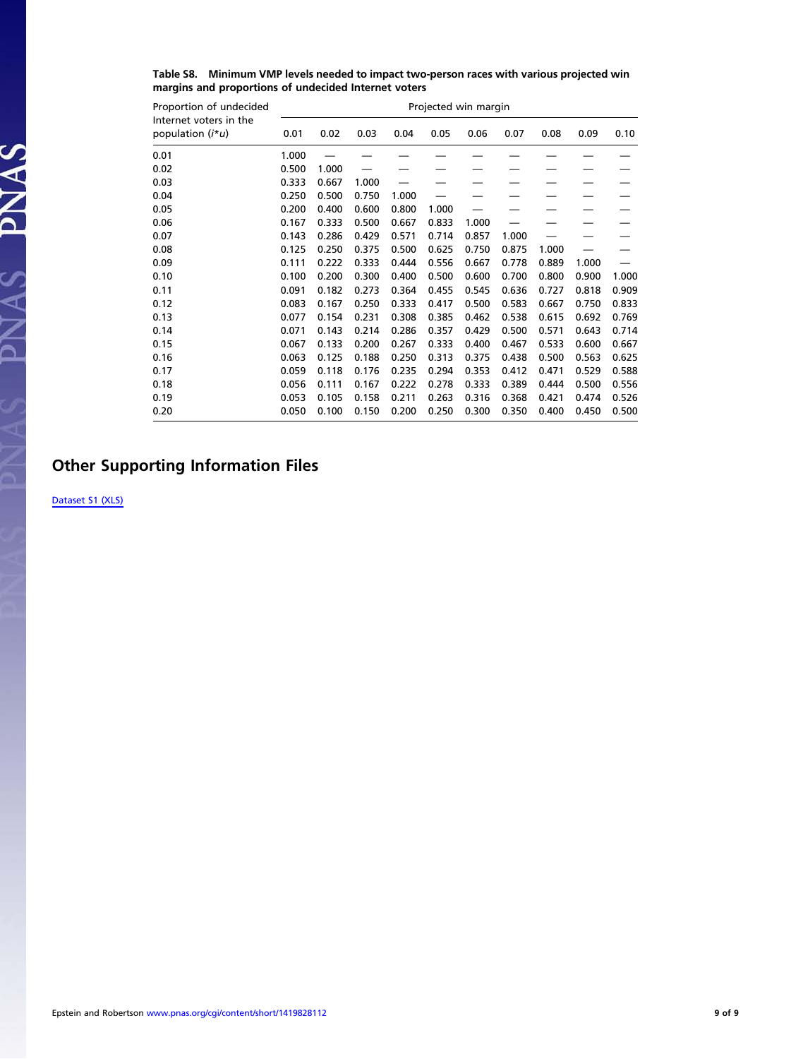**Table S8. Minimum VMP levels needed to impact two-person races with various projected win margins and proportions of undecided Internet voters**

| Proportion of undecided Internet voters in the population ($i*u$) | Projected win margin | | | | | | | | | |
|---|---|---|---|---|---|---|---|---|---|---|
| | 0.01 | 0.02 | 0.03 | 0.04 | 0.05 | 0.06 | 0.07 | 0.08 | 0.09 | 0.10 |
| 0.01 | 1.000 | — | — | — | — | — | — | — | — | — |
| 0.02 | 0.500 | 1.000 | — | — | — | — | — | — | — | — |
| 0.03 | 0.333 | 0.667 | 1.000 | — | — | — | — | — | — | — |
| 0.04 | 0.250 | 0.500 | 0.750 | 1.000 | — | — | — | — | — | — |
| 0.05 | 0.200 | 0.400 | 0.600 | 0.800 | 1.000 | — | — | — | — | — |
| 0.06 | 0.167 | 0.333 | 0.500 | 0.667 | 0.833 | 1.000 | — | — | — | — |
| 0.07 | 0.143 | 0.286 | 0.429 | 0.571 | 0.714 | 0.857 | 1.000 | — | — | — |
| 0.08 | 0.125 | 0.250 | 0.375 | 0.500 | 0.625 | 0.750 | 0.875 | 1.000 | — | — |
| 0.09 | 0.111 | 0.222 | 0.333 | 0.444 | 0.556 | 0.667 | 0.778 | 0.889 | 1.000 | — |
| 0.10 | 0.100 | 0.200 | 0.300 | 0.400 | 0.500 | 0.600 | 0.700 | 0.800 | 0.900 | 1.000 |
| 0.11 | 0.091 | 0.182 | 0.273 | 0.364 | 0.455 | 0.545 | 0.636 | 0.727 | 0.818 | 0.909 |
| 0.12 | 0.083 | 0.167 | 0.250 | 0.333 | 0.417 | 0.500 | 0.583 | 0.667 | 0.750 | 0.833 |
| 0.13 | 0.077 | 0.154 | 0.231 | 0.308 | 0.385 | 0.462 | 0.538 | 0.615 | 0.692 | 0.769 |
| 0.14 | 0.071 | 0.143 | 0.214 | 0.286 | 0.357 | 0.429 | 0.500 | 0.571 | 0.643 | 0.714 |
| 0.15 | 0.067 | 0.133 | 0.200 | 0.267 | 0.333 | 0.400 | 0.467 | 0.533 | 0.600 | 0.667 |
| 0.16 | 0.063 | 0.125 | 0.188 | 0.250 | 0.313 | 0.375 | 0.438 | 0.500 | 0.563 | 0.625 |
| 0.17 | 0.059 | 0.118 | 0.176 | 0.235 | 0.294 | 0.353 | 0.412 | 0.471 | 0.529 | 0.588 |
| 0.18 | 0.056 | 0.111 | 0.167 | 0.222 | 0.278 | 0.333 | 0.389 | 0.444 | 0.500 | 0.556 |
| 0.19 | 0.053 | 0.105 | 0.158 | 0.211 | 0.263 | 0.316 | 0.368 | 0.421 | 0.474 | 0.526 |
| 0.20 | 0.050 | 0.100 | 0.150 | 0.200 | 0.250 | 0.300 | 0.350 | 0.400 | 0.450 | 0.500 |

## Other Supporting Information Files

Dataset S1 (XLS)